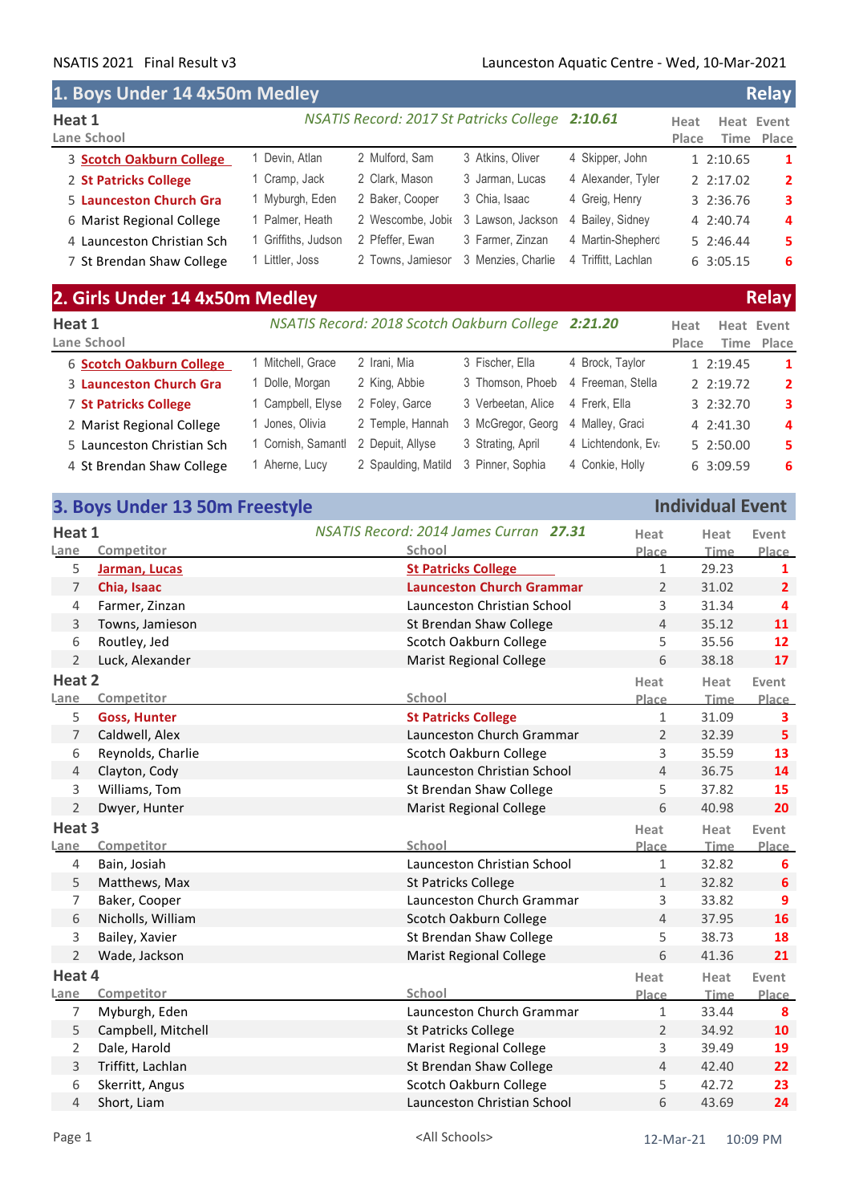NSATIS 2021 Final Result v3 — Launceston Aquatic Centre - Wed, 10-Mar-2021

## 1. Boys Under 14 4x50m Medley — Relay

**Heat 1** — *NSATIS Record: 2017 St Patricks College* ***2:10.61***

| Lane | School | | | | | Heat Place | Heat Time | Event Place |
|---|---|---|---|---|---|---|---|---|
| 3 | **Scotch Oakburn College** | 1 Devin, Atlan | 2 Mulford, Sam | 3 Atkins, Oliver | 4 Skipper, John | 1 | 2:10.65 | 1 |
| 2 | **St Patricks College** | 1 Cramp, Jack | 2 Clark, Mason | 3 Jarman, Lucas | 4 Alexander, Tyler | 2 | 2:17.02 | 2 |
| 5 | **Launceston Church Gra** | 1 Myburgh, Eden | 2 Baker, Cooper | 3 Chia, Isaac | 4 Greig, Henry | 3 | 2:36.76 | 3 |
| 6 | Marist Regional College | 1 Palmer, Heath | 2 Wescombe, Jobie | 3 Lawson, Jackson | 4 Bailey, Sidney | 4 | 2:40.74 | 4 |
| 4 | Launceston Christian Sch | 1 Griffiths, Judson | 2 Pfeffer, Ewan | 3 Farmer, Zinzan | 4 Martin-Shepherd | 5 | 2:46.44 | 5 |
| 7 | St Brendan Shaw College | 1 Littler, Joss | 2 Towns, Jamieson | 3 Menzies, Charlie | 4 Triffitt, Lachlan | 6 | 3:05.15 | 6 |

## 2. Girls Under 14 4x50m Medley — Relay

**Heat 1** — *NSATIS Record: 2018 Scotch Oakburn College* ***2:21.20***

| Lane | School | | | | | Heat Place | Heat Time | Event Place |
|---|---|---|---|---|---|---|---|---|
| 6 | **Scotch Oakburn College** | 1 Mitchell, Grace | 2 Irani, Mia | 3 Fischer, Ella | 4 Brock, Taylor | 1 | 2:19.45 | 1 |
| 3 | **Launceston Church Gra** | 1 Dolle, Morgan | 2 King, Abbie | 3 Thomson, Phoeb | 4 Freeman, Stella | 2 | 2:19.72 | 2 |
| 7 | **St Patricks College** | 1 Campbell, Elyse | 2 Foley, Garce | 3 Verbeetan, Alice | 4 Ferk, Ella | 3 | 2:32.70 | 3 |
| 2 | Marist Regional College | 1 Jones, Olivia | 2 Temple, Hannah | 3 McGregor, Georg | 4 Malley, Graci | 4 | 2:41.30 | 4 |
| 5 | Launceston Christian Sch | 1 Cornish, Samantl | 2 Depuit, Allyse | 3 Strating, April | 4 Lichtendonk, Ev | 5 | 2:50.00 | 5 |
| 4 | St Brendan Shaw College | 1 Aherne, Lucy | 2 Spaulding, Matild | 3 Pinner, Sophia | 4 Conkie, Holly | 6 | 3:09.59 | 6 |

## 3. Boys Under 13 50m Freestyle — Individual Event

**Heat 1** — *NSATIS Record: 2014 James Curran* ***27.31***

| Lane | Competitor | School | Heat Place | Heat Time | Event Place |
|---|---|---|---|---|---|
| 5 | **Jarman, Lucas** | **St Patricks College** | 1 | 29.23 | 1 |
| 7 | **Chia, Isaac** | **Launceston Church Grammar** | 2 | 31.02 | 2 |
| 4 | Farmer, Zinzan | Launceston Christian School | 3 | 31.34 | 4 |
| 3 | Towns, Jamieson | St Brendan Shaw College | 4 | 35.12 | 11 |
| 6 | Routley, Jed | Scotch Oakburn College | 5 | 35.56 | 12 |
| 2 | Luck, Alexander | Marist Regional College | 6 | 38.18 | 17 |

**Heat 2**

| Lane | Competitor | School | Heat Place | Heat Time | Event Place |
|---|---|---|---|---|---|
| 5 | **Goss, Hunter** | **St Patricks College** | 1 | 31.09 | 3 |
| 7 | Caldwell, Alex | Launceston Church Grammar | 2 | 32.39 | 5 |
| 6 | Reynolds, Charlie | Scotch Oakburn College | 3 | 35.59 | 13 |
| 4 | Clayton, Cody | Launceston Christian School | 4 | 36.75 | 14 |
| 3 | Williams, Tom | St Brendan Shaw College | 5 | 37.82 | 15 |
| 2 | Dwyer, Hunter | Marist Regional College | 6 | 40.98 | 20 |

**Heat 3**

| Lane | Competitor | School | Heat Place | Heat Time | Event Place |
|---|---|---|---|---|---|
| 4 | Bain, Josiah | Launceston Christian School | 1 | 32.82 | 6 |
| 5 | Matthews, Max | St Patricks College | 1 | 32.82 | 6 |
| 7 | Baker, Cooper | Launceston Church Grammar | 3 | 33.82 | 9 |
| 6 | Nicholls, William | Scotch Oakburn College | 4 | 37.95 | 16 |
| 3 | Bailey, Xavier | St Brendan Shaw College | 5 | 38.73 | 18 |
| 2 | Wade, Jackson | Marist Regional College | 6 | 41.36 | 21 |

**Heat 4**

| Lane | Competitor | School | Heat Place | Heat Time | Event Place |
|---|---|---|---|---|---|
| 7 | Myburgh, Eden | Launceston Church Grammar | 1 | 33.44 | 8 |
| 5 | Campbell, Mitchell | St Patricks College | 2 | 34.92 | 10 |
| 2 | Dale, Harold | Marist Regional College | 3 | 39.49 | 19 |
| 3 | Triffitt, Lachlan | St Brendan Shaw College | 4 | 42.40 | 22 |
| 6 | Skerritt, Angus | Scotch Oakburn College | 5 | 42.72 | 23 |
| 4 | Short, Liam | Launceston Christian School | 6 | 43.69 | 24 |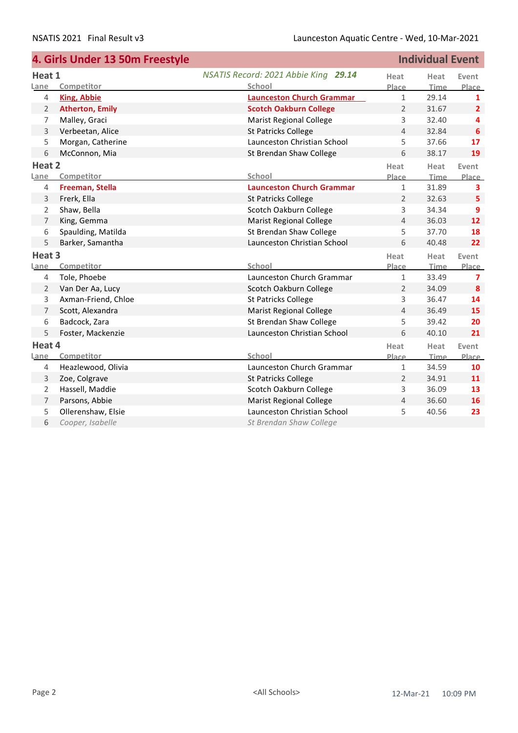## 4. Girls Under 13 50m Freestyle

**Individual Event**

### Heat 1

*NSATIS Record: 2021 Abbie King **29.14***

| Lane | Competitor | School | Heat Place | Heat Time | Event Place |
|---|---|---|---|---|---|
| 4 | **King, Abbie** | **Launceston Church Grammar** | 1 | 29.14 | **1** |
| 2 | **Atherton, Emily** | **Scotch Oakburn College** | 2 | 31.67 | **2** |
| 7 | Malley, Graci | Marist Regional College | 3 | 32.40 | **4** |
| 3 | Verbeetan, Alice | St Patricks College | 4 | 32.84 | **6** |
| 5 | Morgan, Catherine | Launceston Christian School | 5 | 37.66 | **17** |
| 6 | McConnon, Mia | St Brendan Shaw College | 6 | 38.17 | **19** |

### Heat 2

| Lane | Competitor | School | Heat Place | Heat Time | Event Place |
|---|---|---|---|---|---|
| 4 | **Freeman, Stella** | **Launceston Church Grammar** | 1 | 31.89 | **3** |
| 3 | Frerk, Ella | St Patricks College | 2 | 32.63 | **5** |
| 2 | Shaw, Bella | Scotch Oakburn College | 3 | 34.34 | **9** |
| 7 | King, Gemma | Marist Regional College | 4 | 36.03 | **12** |
| 6 | Spaulding, Matilda | St Brendan Shaw College | 5 | 37.70 | **18** |
| 5 | Barker, Samantha | Launceston Christian School | 6 | 40.48 | **22** |

### Heat 3

| Lane | Competitor | School | Heat Place | Heat Time | Event Place |
|---|---|---|---|---|---|
| 4 | Tole, Phoebe | Launceston Church Grammar | 1 | 33.49 | **7** |
| 2 | Van Der Aa, Lucy | Scotch Oakburn College | 2 | 34.09 | **8** |
| 3 | Axman-Friend, Chloe | St Patricks College | 3 | 36.47 | **14** |
| 7 | Scott, Alexandra | Marist Regional College | 4 | 36.49 | **15** |
| 6 | Badcock, Zara | St Brendan Shaw College | 5 | 39.42 | **20** |
| 5 | Foster, Mackenzie | Launceston Christian School | 6 | 40.10 | **21** |

### Heat 4

| Lane | Competitor | School | Heat Place | Heat Time | Event Place |
|---|---|---|---|---|---|
| 4 | Heazlewood, Olivia | Launceston Church Grammar | 1 | 34.59 | **10** |
| 3 | Zoe, Colgrave | St Patricks College | 2 | 34.91 | **11** |
| 2 | Hassell, Maddie | Scotch Oakburn College | 3 | 36.09 | **13** |
| 7 | Parsons, Abbie | Marist Regional College | 4 | 36.60 | **16** |
| 5 | Ollerenshaw, Elsie | Launceston Christian School | 5 | 40.56 | **23** |
| 6 | *Cooper, Isabelle* | *St Brendan Shaw College* | | | |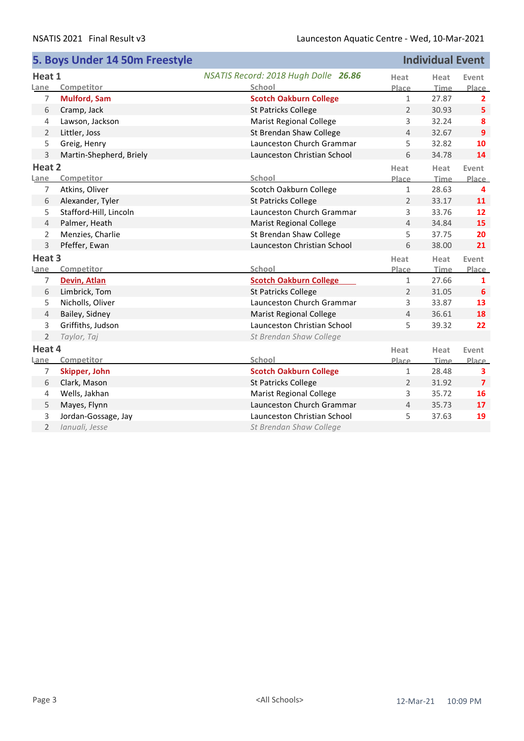## 5. Boys Under 14 50m Freestyle — Individual Event

*NSATIS Record: 2018 Hugh Dolle* ***26.86***

### Heat 1

| Lane | Competitor | School | Heat Place | Heat Time | Event Place |
|---|---|---|---|---|---|
| 7 | **Mulford, Sam** | **Scotch Oakburn College** | 1 | 27.87 | **2** |
| 6 | Cramp, Jack | St Patricks College | 2 | 30.93 | **5** |
| 4 | Lawson, Jackson | Marist Regional College | 3 | 32.24 | **8** |
| 2 | Littler, Joss | St Brendan Shaw College | 4 | 32.67 | **9** |
| 5 | Greig, Henry | Launceston Church Grammar | 5 | 32.82 | **10** |
| 3 | Martin-Shepherd, Briely | Launceston Christian School | 6 | 34.78 | **14** |

### Heat 2

| Lane | Competitor | School | Heat Place | Heat Time | Event Place |
|---|---|---|---|---|---|
| 7 | Atkins, Oliver | Scotch Oakburn College | 1 | 28.63 | **4** |
| 6 | Alexander, Tyler | St Patricks College | 2 | 33.17 | **11** |
| 5 | Stafford-Hill, Lincoln | Launceston Church Grammar | 3 | 33.76 | **12** |
| 4 | Palmer, Heath | Marist Regional College | 4 | 34.84 | **15** |
| 2 | Menzies, Charlie | St Brendan Shaw College | 5 | 37.75 | **20** |
| 3 | Pfeffer, Ewan | Launceston Christian School | 6 | 38.00 | **21** |

### Heat 3

| Lane | Competitor | School | Heat Place | Heat Time | Event Place |
|---|---|---|---|---|---|
| 7 | **Devin, Atlan** | **Scotch Oakburn College** | 1 | 27.66 | **1** |
| 6 | Limbrick, Tom | St Patricks College | 2 | 31.05 | **6** |
| 5 | Nicholls, Oliver | Launceston Church Grammar | 3 | 33.87 | **13** |
| 4 | Bailey, Sidney | Marist Regional College | 4 | 36.61 | **18** |
| 3 | Griffiths, Judson | Launceston Christian School | 5 | 39.32 | **22** |
| 2 | *Taylor, Taj* | *St Brendan Shaw College* | | | |

### Heat 4

| Lane | Competitor | School | Heat Place | Heat Time | Event Place |
|---|---|---|---|---|---|
| 7 | **Skipper, John** | **Scotch Oakburn College** | 1 | 28.48 | **3** |
| 6 | Clark, Mason | St Patricks College | 2 | 31.92 | **7** |
| 4 | Wells, Jakhan | Marist Regional College | 3 | 35.72 | **16** |
| 5 | Mayes, Flynn | Launceston Church Grammar | 4 | 35.73 | **17** |
| 3 | Jordan-Gossage, Jay | Launceston Christian School | 5 | 37.63 | **19** |
| 2 | *Ianuali, Jesse* | *St Brendan Shaw College* | | | |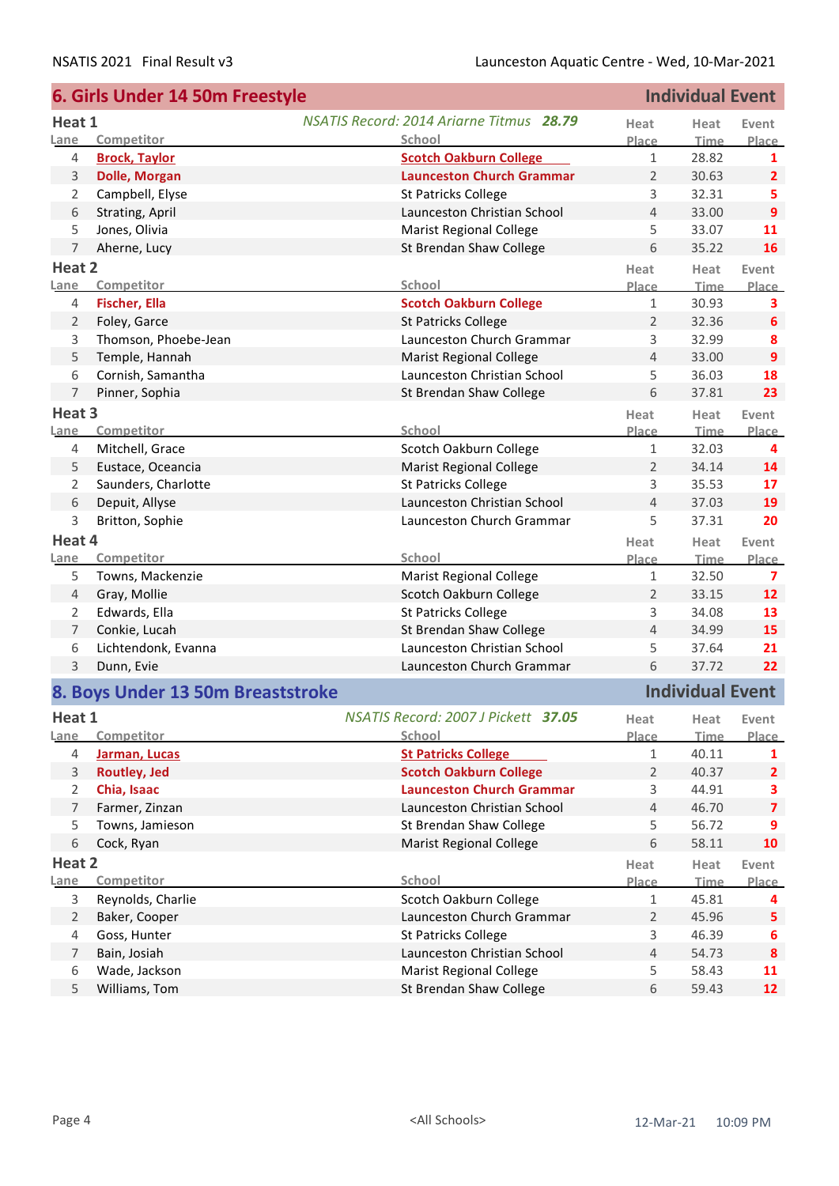## 6. Girls Under 14 50m Freestyle — Individual Event

### Heat 1

*NSATIS Record: 2014 Ariarne Titmus* ***28.79***

| Lane | Competitor | School | Heat Place | Heat Time | Event Place |
|---|---|---|---|---|---|
| 4 | **Brock, Taylor** | **Scotch Oakburn College** | 1 | 28.82 | **1** |
| 3 | **Dolle, Morgan** | **Launceston Church Grammar** | 2 | 30.63 | **2** |
| 2 | Campbell, Elyse | St Patricks College | 3 | 32.31 | **5** |
| 6 | Strating, April | Launceston Christian School | 4 | 33.00 | **9** |
| 5 | Jones, Olivia | Marist Regional College | 5 | 33.07 | **11** |
| 7 | Aherne, Lucy | St Brendan Shaw College | 6 | 35.22 | **16** |

### Heat 2

| Lane | Competitor | School | Heat Place | Heat Time | Event Place |
|---|---|---|---|---|---|
| 4 | **Fischer, Ella** | **Scotch Oakburn College** | 1 | 30.93 | **3** |
| 2 | Foley, Garce | St Patricks College | 2 | 32.36 | **6** |
| 3 | Thomson, Phoebe-Jean | Launceston Church Grammar | 3 | 32.99 | **8** |
| 5 | Temple, Hannah | Marist Regional College | 4 | 33.00 | **9** |
| 6 | Cornish, Samantha | Launceston Christian School | 5 | 36.03 | **18** |
| 7 | Pinner, Sophia | St Brendan Shaw College | 6 | 37.81 | **23** |

### Heat 3

| Lane | Competitor | School | Heat Place | Heat Time | Event Place |
|---|---|---|---|---|---|
| 4 | Mitchell, Grace | Scotch Oakburn College | 1 | 32.03 | **4** |
| 5 | Eustace, Oceancia | Marist Regional College | 2 | 34.14 | **14** |
| 2 | Saunders, Charlotte | St Patricks College | 3 | 35.53 | **17** |
| 6 | Depuit, Allyse | Launceston Christian School | 4 | 37.03 | **19** |
| 3 | Britton, Sophie | Launceston Church Grammar | 5 | 37.31 | **20** |

### Heat 4

| Lane | Competitor | School | Heat Place | Heat Time | Event Place |
|---|---|---|---|---|---|
| 5 | Towns, Mackenzie | Marist Regional College | 1 | 32.50 | **7** |
| 4 | Gray, Mollie | Scotch Oakburn College | 2 | 33.15 | **12** |
| 2 | Edwards, Ella | St Patricks College | 3 | 34.08 | **13** |
| 7 | Conkie, Lucah | St Brendan Shaw College | 4 | 34.99 | **15** |
| 6 | Lichtendonk, Evanna | Launceston Christian School | 5 | 37.64 | **21** |
| 3 | Dunn, Evie | Launceston Church Grammar | 6 | 37.72 | **22** |

## 8. Boys Under 13 50m Breaststroke — Individual Event

### Heat 1

*NSATIS Record: 2007 J Pickett* ***37.05***

| Lane | Competitor | School | Heat Place | Heat Time | Event Place |
|---|---|---|---|---|---|
| 4 | **Jarman, Lucas** | **St Patricks College** | 1 | 40.11 | **1** |
| 3 | **Routley, Jed** | **Scotch Oakburn College** | 2 | 40.37 | **2** |
| 2 | **Chia, Isaac** | **Launceston Church Grammar** | 3 | 44.91 | **3** |
| 7 | Farmer, Zinzan | Launceston Christian School | 4 | 46.70 | **7** |
| 5 | Towns, Jamieson | St Brendan Shaw College | 5 | 56.72 | **9** |
| 6 | Cock, Ryan | Marist Regional College | 6 | 58.11 | **10** |

### Heat 2

| Lane | Competitor | School | Heat Place | Heat Time | Event Place |
|---|---|---|---|---|---|
| 3 | Reynolds, Charlie | Scotch Oakburn College | 1 | 45.81 | **4** |
| 2 | Baker, Cooper | Launceston Church Grammar | 2 | 45.96 | **5** |
| 4 | Goss, Hunter | St Patricks College | 3 | 46.39 | **6** |
| 7 | Bain, Josiah | Launceston Christian School | 4 | 54.73 | **8** |
| 6 | Wade, Jackson | Marist Regional College | 5 | 58.43 | **11** |
| 5 | Williams, Tom | St Brendan Shaw College | 6 | 59.43 | **12** |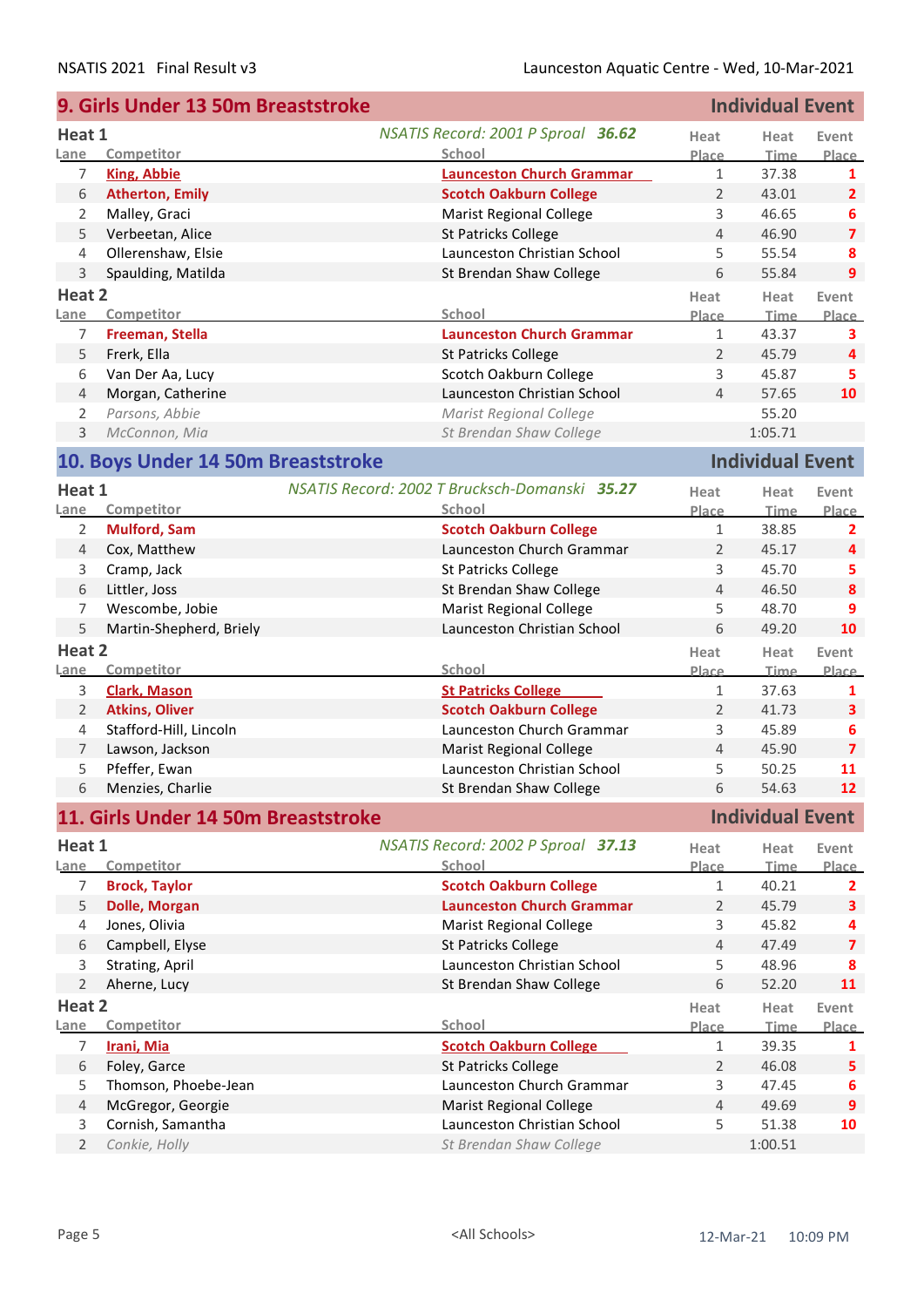## 9. Girls Under 13 50m Breaststroke — Individual Event

### Heat 1

*NSATIS Record: 2001 P Sproal* ***36.62***

| Lane | Competitor | School | Heat Place | Heat Time | Event Place |
|---|---|---|---|---|---|
| 7 | **King, Abbie** | **Launceston Church Grammar** | 1 | 37.38 | 1 |
| 6 | **Atherton, Emily** | **Scotch Oakburn College** | 2 | 43.01 | 2 |
| 2 | Malley, Graci | Marist Regional College | 3 | 46.65 | 6 |
| 5 | Verbeetan, Alice | St Patricks College | 4 | 46.90 | 7 |
| 4 | Ollerenshaw, Elsie | Launceston Christian School | 5 | 55.54 | 8 |
| 3 | Spaulding, Matilda | St Brendan Shaw College | 6 | 55.84 | 9 |

### Heat 2

| Lane | Competitor | School | Heat Place | Heat Time | Event Place |
|---|---|---|---|---|---|
| 7 | **Freeman, Stella** | **Launceston Church Grammar** | 1 | 43.37 | 3 |
| 5 | Frerk, Ella | St Patricks College | 2 | 45.79 | 4 |
| 6 | Van Der Aa, Lucy | Scotch Oakburn College | 3 | 45.87 | 5 |
| 4 | Morgan, Catherine | Launceston Christian School | 4 | 57.65 | 10 |
| 2 | *Parsons, Abbie* | *Marist Regional College* | | 55.20 | |
| 3 | *McConnon, Mia* | *St Brendan Shaw College* | | 1:05.71 | |

## 10. Boys Under 14 50m Breaststroke — Individual Event

### Heat 1

*NSATIS Record: 2002 T Brucksch-Domanski* ***35.27***

| Lane | Competitor | School | Heat Place | Heat Time | Event Place |
|---|---|---|---|---|---|
| 2 | **Mulford, Sam** | **Scotch Oakburn College** | 1 | 38.85 | 2 |
| 4 | Cox, Matthew | Launceston Church Grammar | 2 | 45.17 | 4 |
| 3 | Cramp, Jack | St Patricks College | 3 | 45.70 | 5 |
| 6 | Littler, Joss | St Brendan Shaw College | 4 | 46.50 | 8 |
| 7 | Wescombe, Jobie | Marist Regional College | 5 | 48.70 | 9 |
| 5 | Martin-Shepherd, Briely | Launceston Christian School | 6 | 49.20 | 10 |

### Heat 2

| Lane | Competitor | School | Heat Place | Heat Time | Event Place |
|---|---|---|---|---|---|
| 3 | **Clark, Mason** | **St Patricks College** | 1 | 37.63 | 1 |
| 2 | **Atkins, Oliver** | **Scotch Oakburn College** | 2 | 41.73 | 3 |
| 4 | Stafford-Hill, Lincoln | Launceston Church Grammar | 3 | 45.89 | 6 |
| 7 | Lawson, Jackson | Marist Regional College | 4 | 45.90 | 7 |
| 5 | Pfeffer, Ewan | Launceston Christian School | 5 | 50.25 | 11 |
| 6 | Menzies, Charlie | St Brendan Shaw College | 6 | 54.63 | 12 |

## 11. Girls Under 14 50m Breaststroke — Individual Event

### Heat 1

*NSATIS Record: 2002 P Sproal* ***37.13***

| Lane | Competitor | School | Heat Place | Heat Time | Event Place |
|---|---|---|---|---|---|
| 7 | **Brock, Taylor** | **Scotch Oakburn College** | 1 | 40.21 | 2 |
| 5 | **Dolle, Morgan** | **Launceston Church Grammar** | 2 | 45.79 | 3 |
| 4 | Jones, Olivia | Marist Regional College | 3 | 45.82 | 4 |
| 6 | Campbell, Elyse | St Patricks College | 4 | 47.49 | 7 |
| 3 | Strating, April | Launceston Christian School | 5 | 48.96 | 8 |
| 2 | Aherne, Lucy | St Brendan Shaw College | 6 | 52.20 | 11 |

### Heat 2

| Lane | Competitor | School | Heat Place | Heat Time | Event Place |
|---|---|---|---|---|---|
| 7 | **Irani, Mia** | **Scotch Oakburn College** | 1 | 39.35 | 1 |
| 6 | Foley, Garce | St Patricks College | 2 | 46.08 | 5 |
| 5 | Thomson, Phoebe-Jean | Launceston Church Grammar | 3 | 47.45 | 6 |
| 4 | McGregor, Georgie | Marist Regional College | 4 | 49.69 | 9 |
| 3 | Cornish, Samantha | Launceston Christian School | 5 | 51.38 | 10 |
| 2 | *Conkie, Holly* | *St Brendan Shaw College* | | 1:00.51 | |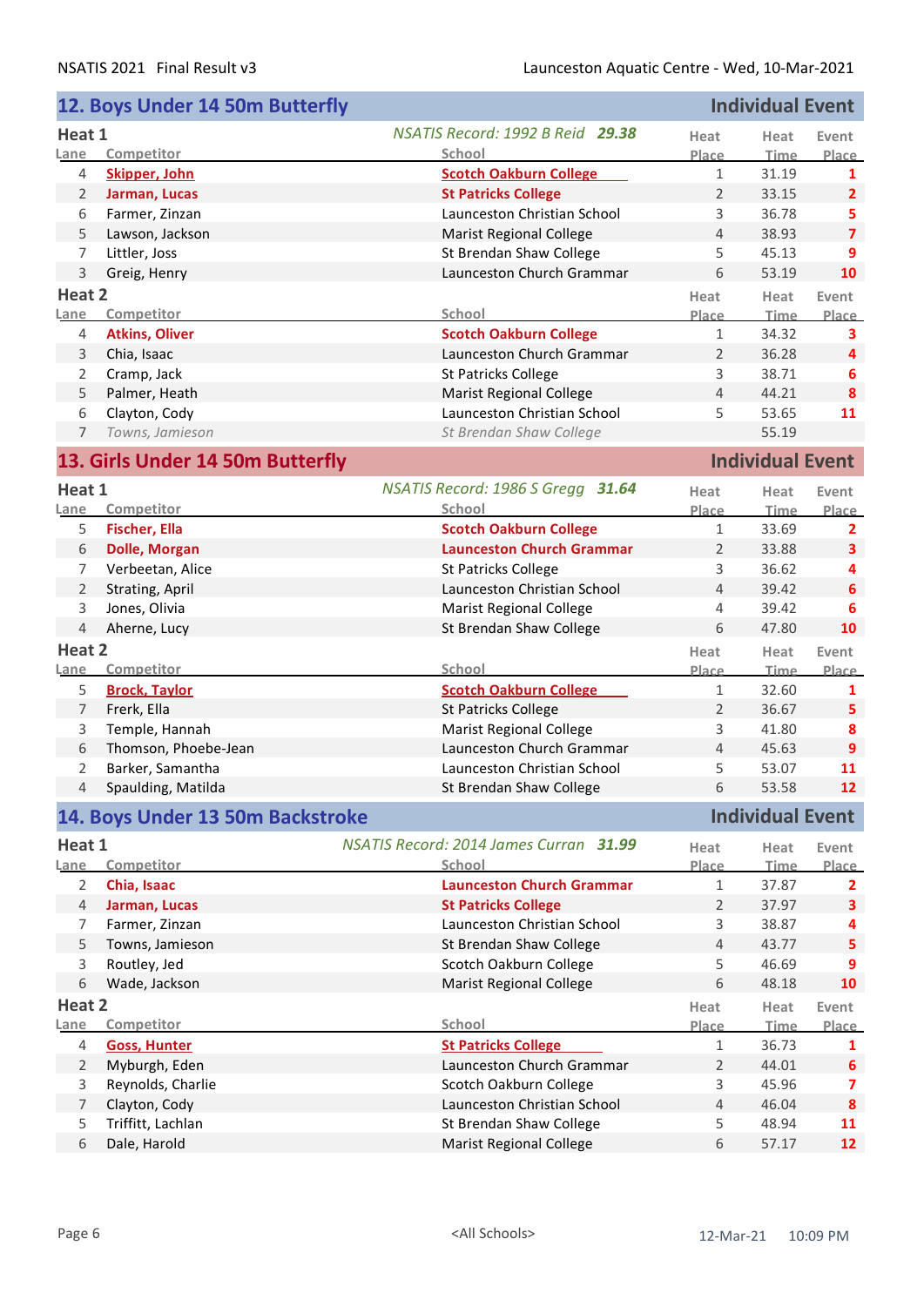## 12. Boys Under 14 50m Butterfly — Individual Event

### Heat 1

*NSATIS Record: 1992 B Reid* ***29.38***

| Lane | Competitor | School | Heat Place | Heat Time | Event Place |
|---|---|---|---|---|---|
| 4 | **Skipper, John** | **Scotch Oakburn College** | 1 | 31.19 | 1 |
| 2 | **Jarman, Lucas** | **St Patricks College** | 2 | 33.15 | 2 |
| 6 | Farmer, Zinzan | Launceston Christian School | 3 | 36.78 | 5 |
| 5 | Lawson, Jackson | Marist Regional College | 4 | 38.93 | 7 |
| 7 | Littler, Joss | St Brendan Shaw College | 5 | 45.13 | 9 |
| 3 | Greig, Henry | Launceston Church Grammar | 6 | 53.19 | 10 |

### Heat 2

| Lane | Competitor | School | Heat Place | Heat Time | Event Place |
|---|---|---|---|---|---|
| 4 | **Atkins, Oliver** | **Scotch Oakburn College** | 1 | 34.32 | 3 |
| 3 | Chia, Isaac | Launceston Church Grammar | 2 | 36.28 | 4 |
| 2 | Cramp, Jack | St Patricks College | 3 | 38.71 | 6 |
| 5 | Palmer, Heath | Marist Regional College | 4 | 44.21 | 8 |
| 6 | Clayton, Cody | Launceston Christian School | 5 | 53.65 | 11 |
| 7 | *Towns, Jamieson* | *St Brendan Shaw College* | | 55.19 | |

## 13. Girls Under 14 50m Butterfly — Individual Event

### Heat 1

*NSATIS Record: 1986 S Gregg* ***31.64***

| Lane | Competitor | School | Heat Place | Heat Time | Event Place |
|---|---|---|---|---|---|
| 5 | **Fischer, Ella** | **Scotch Oakburn College** | 1 | 33.69 | 2 |
| 6 | **Dolle, Morgan** | **Launceston Church Grammar** | 2 | 33.88 | 3 |
| 7 | Verbeetan, Alice | St Patricks College | 3 | 36.62 | 4 |
| 2 | Strating, April | Launceston Christian School | 4 | 39.42 | 6 |
| 3 | Jones, Olivia | Marist Regional College | 4 | 39.42 | 6 |
| 4 | Aherne, Lucy | St Brendan Shaw College | 6 | 47.80 | 10 |

### Heat 2

| Lane | Competitor | School | Heat Place | Heat Time | Event Place |
|---|---|---|---|---|---|
| 5 | **Brock, Taylor** | **Scotch Oakburn College** | 1 | 32.60 | 1 |
| 7 | Frerk, Ella | St Patricks College | 2 | 36.67 | 5 |
| 3 | Temple, Hannah | Marist Regional College | 3 | 41.80 | 8 |
| 6 | Thomson, Phoebe-Jean | Launceston Church Grammar | 4 | 45.63 | 9 |
| 2 | Barker, Samantha | Launceston Christian School | 5 | 53.07 | 11 |
| 4 | Spaulding, Matilda | St Brendan Shaw College | 6 | 53.58 | 12 |

## 14. Boys Under 13 50m Backstroke — Individual Event

### Heat 1

*NSATIS Record: 2014 James Curran* ***31.99***

| Lane | Competitor | School | Heat Place | Heat Time | Event Place |
|---|---|---|---|---|---|
| 2 | **Chia, Isaac** | **Launceston Church Grammar** | 1 | 37.87 | 2 |
| 4 | **Jarman, Lucas** | **St Patricks College** | 2 | 37.97 | 3 |
| 7 | Farmer, Zinzan | Launceston Christian School | 3 | 38.87 | 4 |
| 5 | Towns, Jamieson | St Brendan Shaw College | 4 | 43.77 | 5 |
| 3 | Routley, Jed | Scotch Oakburn College | 5 | 46.69 | 9 |
| 6 | Wade, Jackson | Marist Regional College | 6 | 48.18 | 10 |

### Heat 2

| Lane | Competitor | School | Heat Place | Heat Time | Event Place |
|---|---|---|---|---|---|
| 4 | **Goss, Hunter** | **St Patricks College** | 1 | 36.73 | 1 |
| 2 | Myburgh, Eden | Launceston Church Grammar | 2 | 44.01 | 6 |
| 3 | Reynolds, Charlie | Scotch Oakburn College | 3 | 45.96 | 7 |
| 7 | Clayton, Cody | Launceston Christian School | 4 | 46.04 | 8 |
| 5 | Triffitt, Lachlan | St Brendan Shaw College | 5 | 48.94 | 11 |
| 6 | Dale, Harold | Marist Regional College | 6 | 57.17 | 12 |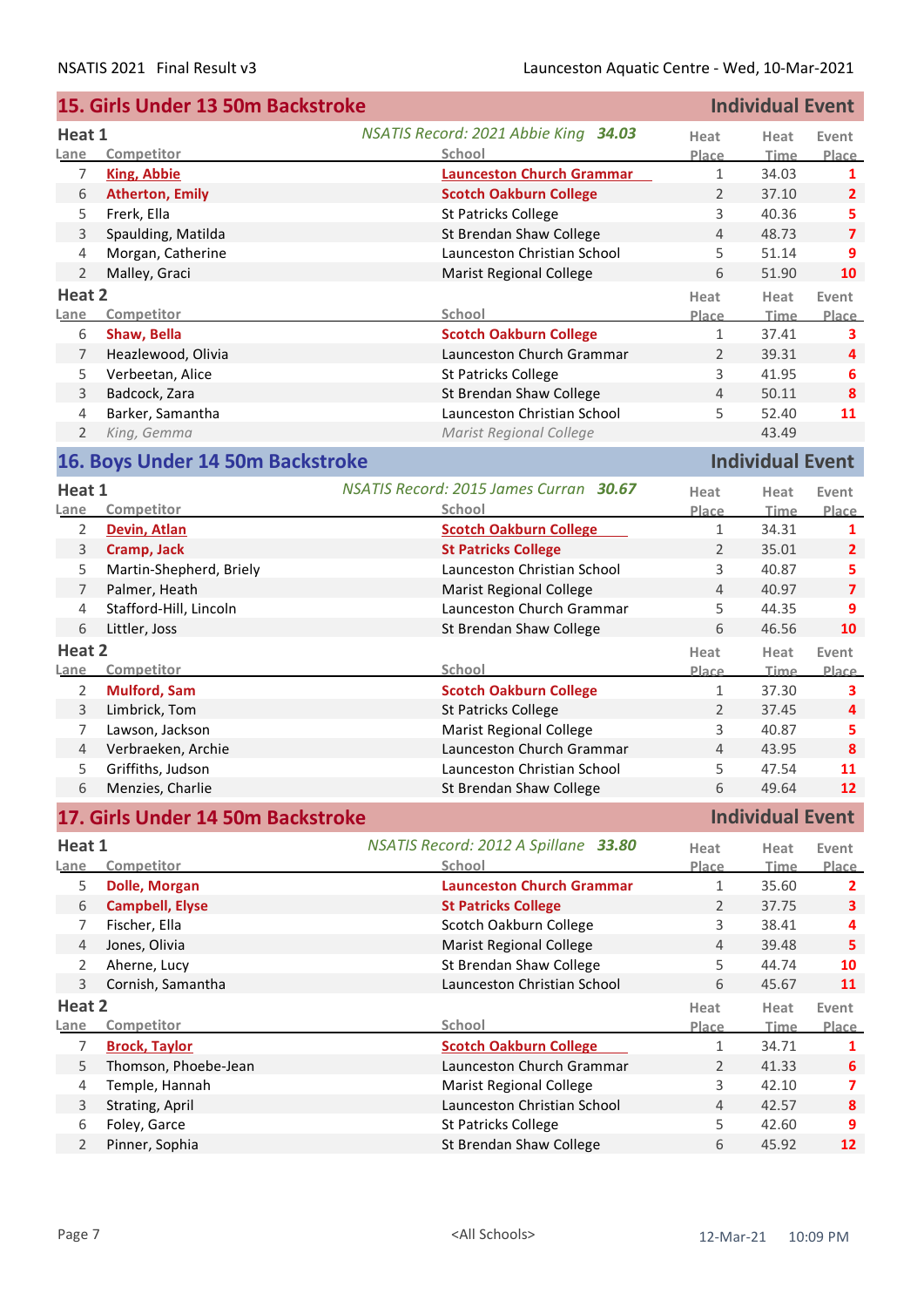## 15. Girls Under 13 50m Backstroke — Individual Event

### Heat 1

*NSATIS Record: 2021 Abbie King* ***34.03***

| Lane | Competitor | School | Heat Place | Heat Time | Event Place |
|---|---|---|---|---|---|
| 7 | **King, Abbie** | **Launceston Church Grammar** | 1 | 34.03 | 1 |
| 6 | **Atherton, Emily** | **Scotch Oakburn College** | 2 | 37.10 | 2 |
| 5 | Frerk, Ella | St Patricks College | 3 | 40.36 | 5 |
| 3 | Spaulding, Matilda | St Brendan Shaw College | 4 | 48.73 | 7 |
| 4 | Morgan, Catherine | Launceston Christian School | 5 | 51.14 | 9 |
| 2 | Malley, Graci | Marist Regional College | 6 | 51.90 | 10 |

### Heat 2

| Lane | Competitor | School | Heat Place | Heat Time | Event Place |
|---|---|---|---|---|---|
| 6 | **Shaw, Bella** | **Scotch Oakburn College** | 1 | 37.41 | 3 |
| 7 | Heazlewood, Olivia | Launceston Church Grammar | 2 | 39.31 | 4 |
| 5 | Verbeetan, Alice | St Patricks College | 3 | 41.95 | 6 |
| 3 | Badcock, Zara | St Brendan Shaw College | 4 | 50.11 | 8 |
| 4 | Barker, Samantha | Launceston Christian School | 5 | 52.40 | 11 |
| 2 | *King, Gemma* | *Marist Regional College* | | 43.49 | |

## 16. Boys Under 14 50m Backstroke — Individual Event

### Heat 1

*NSATIS Record: 2015 James Curran* ***30.67***

| Lane | Competitor | School | Heat Place | Heat Time | Event Place |
|---|---|---|---|---|---|
| 2 | **Devin, Atlan** | **Scotch Oakburn College** | 1 | 34.31 | 1 |
| 3 | **Cramp, Jack** | **St Patricks College** | 2 | 35.01 | 2 |
| 5 | Martin-Shepherd, Briely | Launceston Christian School | 3 | 40.87 | 5 |
| 7 | Palmer, Heath | Marist Regional College | 4 | 40.97 | 7 |
| 4 | Stafford-Hill, Lincoln | Launceston Church Grammar | 5 | 44.35 | 9 |
| 6 | Littler, Joss | St Brendan Shaw College | 6 | 46.56 | 10 |

### Heat 2

| Lane | Competitor | School | Heat Place | Heat Time | Event Place |
|---|---|---|---|---|---|
| 2 | **Mulford, Sam** | **Scotch Oakburn College** | 1 | 37.30 | 3 |
| 3 | Limbrick, Tom | St Patricks College | 2 | 37.45 | 4 |
| 7 | Lawson, Jackson | Marist Regional College | 3 | 40.87 | 5 |
| 4 | Verbraeken, Archie | Launceston Church Grammar | 4 | 43.95 | 8 |
| 5 | Griffiths, Judson | Launceston Christian School | 5 | 47.54 | 11 |
| 6 | Menzies, Charlie | St Brendan Shaw College | 6 | 49.64 | 12 |

## 17. Girls Under 14 50m Backstroke — Individual Event

### Heat 1

*NSATIS Record: 2012 A Spillane* ***33.80***

| Lane | Competitor | School | Heat Place | Heat Time | Event Place |
|---|---|---|---|---|---|
| 5 | **Dolle, Morgan** | **Launceston Church Grammar** | 1 | 35.60 | 2 |
| 6 | **Campbell, Elyse** | **St Patricks College** | 2 | 37.75 | 3 |
| 7 | Fischer, Ella | Scotch Oakburn College | 3 | 38.41 | 4 |
| 4 | Jones, Olivia | Marist Regional College | 4 | 39.48 | 5 |
| 2 | Aherne, Lucy | St Brendan Shaw College | 5 | 44.74 | 10 |
| 3 | Cornish, Samantha | Launceston Christian School | 6 | 45.67 | 11 |

### Heat 2

| Lane | Competitor | School | Heat Place | Heat Time | Event Place |
|---|---|---|---|---|---|
| 7 | **Brock, Taylor** | **Scotch Oakburn College** | 1 | 34.71 | 1 |
| 5 | Thomson, Phoebe-Jean | Launceston Church Grammar | 2 | 41.33 | 6 |
| 4 | Temple, Hannah | Marist Regional College | 3 | 42.10 | 7 |
| 3 | Strating, April | Launceston Christian School | 4 | 42.57 | 8 |
| 6 | Foley, Garce | St Patricks College | 5 | 42.60 | 9 |
| 2 | Pinner, Sophia | St Brendan Shaw College | 6 | 45.92 | 12 |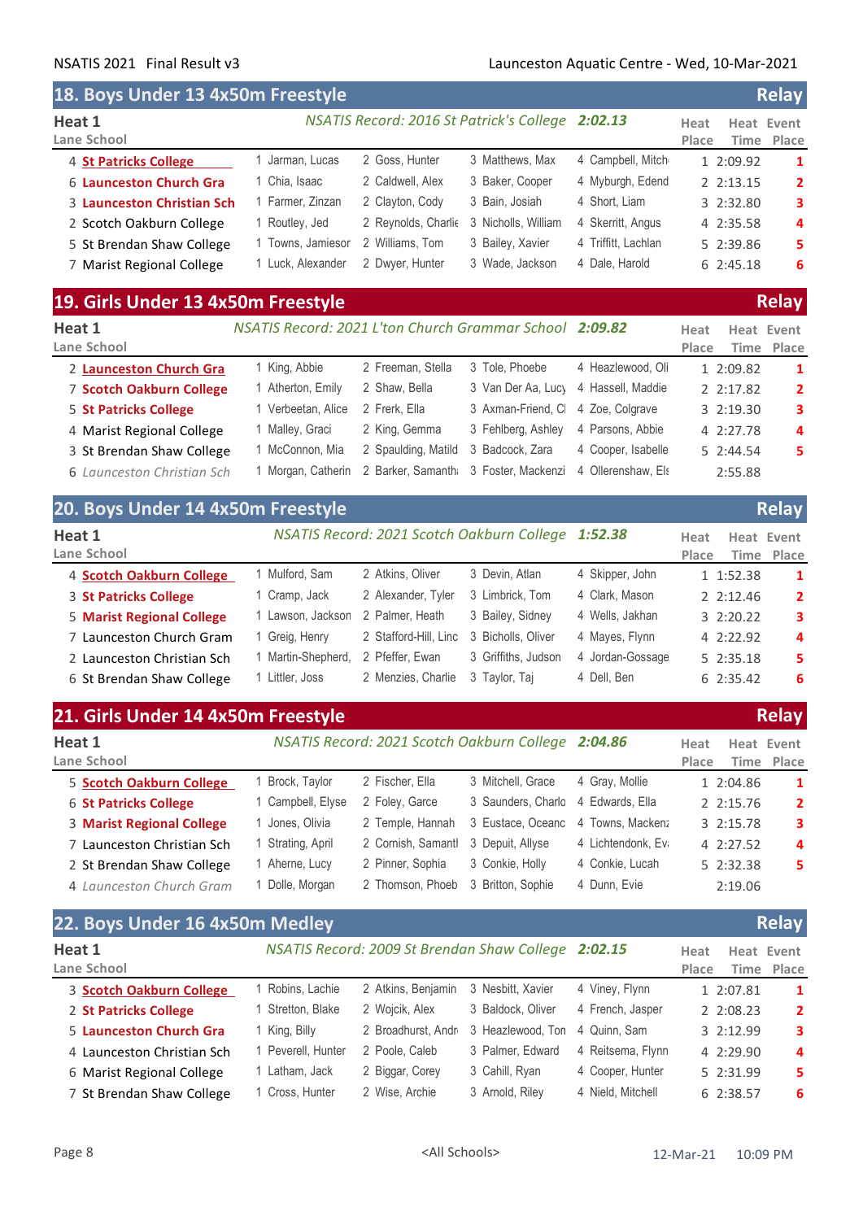NSATIS 2021 Final Result v3 — Launceston Aquatic Centre - Wed, 10-Mar-2021

## 18. Boys Under 13 4x50m Freestyle — Relay

**Heat 1** — *NSATIS Record: 2016 St Patrick's College* ***2:02.13***

| Lane | School | Swimmer 1 | Swimmer 2 | Swimmer 3 | Swimmer 4 | Heat Place | Heat Time | Event Place |
|---|---|---|---|---|---|---|---|---|
| 4 | St Patricks College | 1 Jarman, Lucas | 2 Goss, Hunter | 3 Matthews, Max | 4 Campbell, Mitch | 1 | 2:09.92 | 1 |
| 6 | Launceston Church Gra | 1 Chia, Isaac | 2 Caldwell, Alex | 3 Baker, Cooper | 4 Myburgh, Edend | 2 | 2:13.15 | 2 |
| 3 | Launceston Christian Sch | 1 Farmer, Zinzan | 2 Clayton, Cody | 3 Bain, Josiah | 4 Short, Liam | 3 | 2:32.80 | 3 |
| 2 | Scotch Oakburn College | 1 Routley, Jed | 2 Reynolds, Charlie | 3 Nicholls, William | 4 Skerritt, Angus | 4 | 2:35.58 | 4 |
| 5 | St Brendan Shaw College | 1 Towns, Jamiesor | 2 Williams, Tom | 3 Bailey, Xavier | 4 Triffitt, Lachlan | 5 | 2:39.86 | 5 |
| 7 | Marist Regional College | 1 Luck, Alexander | 2 Dwyer, Hunter | 3 Wade, Jackson | 4 Dale, Harold | 6 | 2:45.18 | 6 |

## 19. Girls Under 13 4x50m Freestyle — Relay

**Heat 1** — *NSATIS Record: 2021 L'ton Church Grammar School* ***2:09.82***

| Lane | School | Swimmer 1 | Swimmer 2 | Swimmer 3 | Swimmer 4 | Heat Place | Heat Time | Event Place |
|---|---|---|---|---|---|---|---|---|
| 2 | Launceston Church Gra | 1 King, Abbie | 2 Freeman, Stella | 3 Tole, Phoebe | 4 Heazlewood, Oli | 1 | 2:09.82 | 1 |
| 7 | Scotch Oakburn College | 1 Atherton, Emily | 2 Shaw, Bella | 3 Van Der Aa, Lucy | 4 Hassell, Maddie | 2 | 2:17.82 | 2 |
| 5 | St Patricks College | 1 Verbeetan, Alice | 2 Frerk, Ella | 3 Axman-Friend, Cl | 4 Zoe, Colgrave | 3 | 2:19.30 | 3 |
| 4 | Marist Regional College | 1 Malley, Graci | 2 King, Gemma | 3 Fehlberg, Ashley | 4 Parsons, Abbie | 4 | 2:27.78 | 4 |
| 3 | St Brendan Shaw College | 1 McConnon, Mia | 2 Spaulding, Matild | 3 Badcock, Zara | 4 Cooper, Isabelle | 5 | 2:44.54 | 5 |
| 6 | *Launceston Christian Sch* | 1 Morgan, Catherin | 2 Barker, Samantha | 3 Foster, Mackenzi | 4 Ollerenshaw, Els | | 2:55.88 | |

## 20. Boys Under 14 4x50m Freestyle — Relay

**Heat 1** — *NSATIS Record: 2021 Scotch Oakburn College* ***1:52.38***

| Lane | School | Swimmer 1 | Swimmer 2 | Swimmer 3 | Swimmer 4 | Heat Place | Heat Time | Event Place |
|---|---|---|---|---|---|---|---|---|
| 4 | Scotch Oakburn College | 1 Mulford, Sam | 2 Atkins, Oliver | 3 Devin, Atlan | 4 Skipper, John | 1 | 1:52.38 | 1 |
| 3 | St Patricks College | 1 Cramp, Jack | 2 Alexander, Tyler | 3 Limbrick, Tom | 4 Clark, Mason | 2 | 2:12.46 | 2 |
| 5 | Marist Regional College | 1 Lawson, Jackson | 2 Palmer, Heath | 3 Bailey, Sidney | 4 Wells, Jakhan | 3 | 2:20.22 | 3 |
| 7 | Launceston Church Gram | 1 Greig, Henry | 2 Stafford-Hill, Linc | 3 Bicholls, Oliver | 4 Mayes, Flynn | 4 | 2:22.92 | 4 |
| 2 | Launceston Christian Sch | 1 Martin-Shepherd, | 2 Pfeffer, Ewan | 3 Griffiths, Judson | 4 Jordan-Gossage | 5 | 2:35.18 | 5 |
| 6 | St Brendan Shaw College | 1 Littler, Joss | 2 Menzies, Charlie | 3 Taylor, Taj | 4 Dell, Ben | 6 | 2:35.42 | 6 |

## 21. Girls Under 14 4x50m Freestyle — Relay

**Heat 1** — *NSATIS Record: 2021 Scotch Oakburn College* ***2:04.86***

| Lane | School | Swimmer 1 | Swimmer 2 | Swimmer 3 | Swimmer 4 | Heat Place | Heat Time | Event Place |
|---|---|---|---|---|---|---|---|---|
| 5 | Scotch Oakburn College | 1 Brock, Taylor | 2 Fischer, Ella | 3 Mitchell, Grace | 4 Gray, Mollie | 1 | 2:04.86 | 1 |
| 6 | St Patricks College | 1 Campbell, Elyse | 2 Foley, Garce | 3 Saunders, Charlo | 4 Edwards, Ella | 2 | 2:15.76 | 2 |
| 3 | Marist Regional College | 1 Jones, Olivia | 2 Temple, Hannah | 3 Eustace, Oceanc | 4 Towns, Mackenz | 3 | 2:15.78 | 3 |
| 7 | Launceston Christian Sch | 1 Strating, April | 2 Cornish, Samantl | 3 Depuit, Allyse | 4 Lichtendonk, Eva | 4 | 2:27.52 | 4 |
| 2 | St Brendan Shaw College | 1 Aherne, Lucy | 2 Pinner, Sophia | 3 Conkie, Holly | 4 Conkie, Lucah | 5 | 2:32.38 | 5 |
| 4 | *Launceston Church Gram* | 1 Dolle, Morgan | 2 Thomson, Phoeb | 3 Britton, Sophie | 4 Dunn, Evie | | 2:19.06 | |

## 22. Boys Under 16 4x50m Medley — Relay

**Heat 1** — *NSATIS Record: 2009 St Brendan Shaw College* ***2:02.15***

| Lane | School | Swimmer 1 | Swimmer 2 | Swimmer 3 | Swimmer 4 | Heat Place | Heat Time | Event Place |
|---|---|---|---|---|---|---|---|---|
| 3 | Scotch Oakburn College | 1 Robins, Lachie | 2 Atkins, Benjamin | 3 Nesbitt, Xavier | 4 Viney, Flynn | 1 | 2:07.81 | 1 |
| 2 | St Patricks College | 1 Stretton, Blake | 2 Wojcik, Alex | 3 Baldock, Oliver | 4 French, Jasper | 2 | 2:08.23 | 2 |
| 5 | Launceston Church Gra | 1 King, Billy | 2 Broadhurst, Andr | 3 Heazlewood, Ton | 4 Quinn, Sam | 3 | 2:12.99 | 3 |
| 4 | Launceston Christian Sch | 1 Peverell, Hunter | 2 Poole, Caleb | 3 Palmer, Edward | 4 Reitsema, Flynn | 4 | 2:29.90 | 4 |
| 6 | Marist Regional College | 1 Latham, Jack | 2 Biggar, Corey | 3 Cahill, Ryan | 4 Cooper, Hunter | 5 | 2:31.99 | 5 |
| 7 | St Brendan Shaw College | 1 Cross, Hunter | 2 Wise, Archie | 3 Arnold, Riley | 4 Nield, Mitchell | 6 | 2:38.57 | 6 |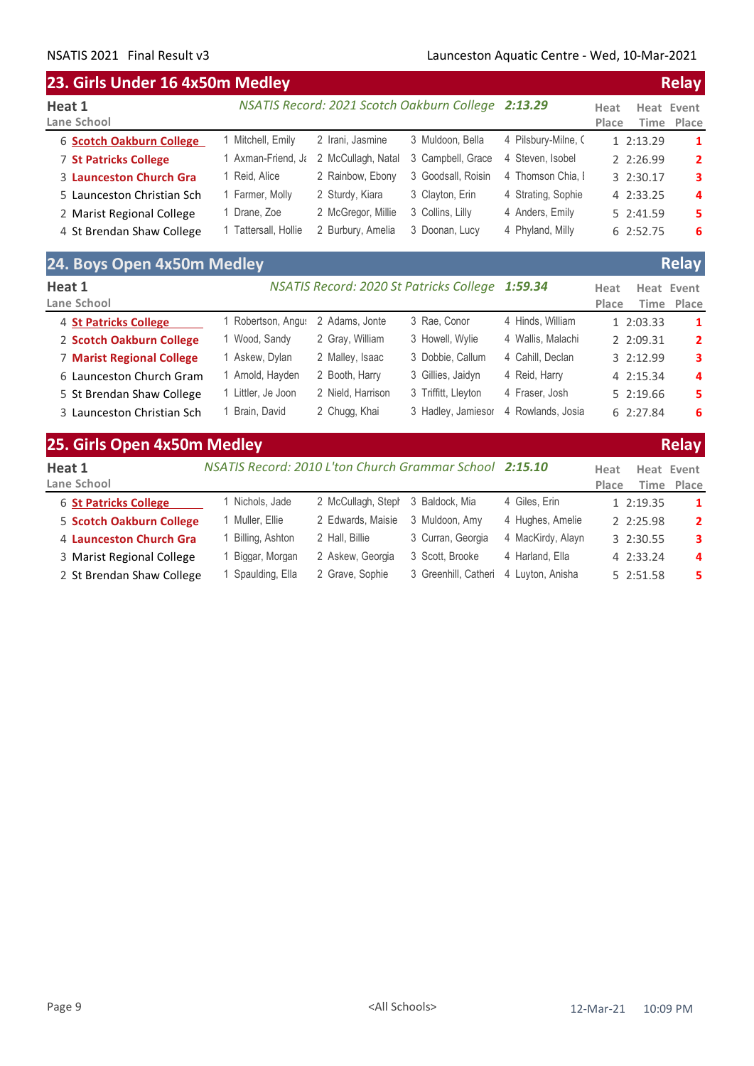## 23. Girls Under 16 4x50m Medley — Relay

**Heat 1** — *NSATIS Record: 2021 Scotch Oakburn College* ***2:13.29***

| Lane | School | Swimmer 1 | Swimmer 2 | Swimmer 3 | Swimmer 4 | Heat Place | Heat Time | Event Place |
|---|---|---|---|---|---|---|---|---|
| 6 | **Scotch Oakburn College** | 1 Mitchell, Emily | 2 Irani, Jasmine | 3 Muldoon, Bella | 4 Pilsbury-Milne, ( | 1 | 2:13.29 | 1 |
| 7 | **St Patricks College** | 1 Axman-Friend, Ja | 2 McCullagh, Natal | 3 Campbell, Grace | 4 Steven, Isobel | 2 | 2:26.99 | 2 |
| 3 | **Launceston Church Gra** | 1 Reid, Alice | 2 Rainbow, Ebony | 3 Goodsall, Roisin | 4 Thomson Chia, I | 3 | 2:30.17 | 3 |
| 5 | Launceston Christian Sch | 1 Farmer, Molly | 2 Sturdy, Kiara | 3 Clayton, Erin | 4 Strating, Sophie | 4 | 2:33.25 | 4 |
| 2 | Marist Regional College | 1 Drane, Zoe | 2 McGregor, Millie | 3 Collins, Lilly | 4 Anders, Emily | 5 | 2:41.59 | 5 |
| 4 | St Brendan Shaw College | 1 Tattersall, Hollie | 2 Burbury, Amelia | 3 Doonan, Lucy | 4 Phyland, Milly | 6 | 2:52.75 | 6 |

## 24. Boys Open 4x50m Medley — Relay

**Heat 1** — *NSATIS Record: 2020 St Patricks College* ***1:59.34***

| Lane | School | Swimmer 1 | Swimmer 2 | Swimmer 3 | Swimmer 4 | Heat Place | Heat Time | Event Place |
|---|---|---|---|---|---|---|---|---|
| 4 | **St Patricks College** | 1 Robertson, Angus | 2 Adams, Jonte | 3 Rae, Conor | 4 Hinds, William | 1 | 2:03.33 | 1 |
| 2 | **Scotch Oakburn College** | 1 Wood, Sandy | 2 Gray, William | 3 Howell, Wylie | 4 Wallis, Malachi | 2 | 2:09.31 | 2 |
| 7 | **Marist Regional College** | 1 Askew, Dylan | 2 Malley, Isaac | 3 Dobbie, Callum | 4 Cahill, Declan | 3 | 2:12.99 | 3 |
| 6 | Launceston Church Gram | 1 Arnold, Hayden | 2 Booth, Harry | 3 Gillies, Jaidyn | 4 Reid, Harry | 4 | 2:15.34 | 4 |
| 5 | St Brendan Shaw College | 1 Littler, Je Joon | 2 Nield, Harrison | 3 Triffitt, Lleyton | 4 Fraser, Josh | 5 | 2:19.66 | 5 |
| 3 | Launceston Christian Sch | 1 Brain, David | 2 Chugg, Khai | 3 Hadley, Jamiesor | 4 Rowlands, Josia | 6 | 2:27.84 | 6 |

## 25. Girls Open 4x50m Medley — Relay

**Heat 1** — *NSATIS Record: 2010 L'ton Church Grammar School* ***2:15.10***

| Lane | School | Swimmer 1 | Swimmer 2 | Swimmer 3 | Swimmer 4 | Heat Place | Heat Time | Event Place |
|---|---|---|---|---|---|---|---|---|
| 6 | **St Patricks College** | 1 Nichols, Jade | 2 McCullagh, Steph | 3 Baldock, Mia | 4 Giles, Erin | 1 | 2:19.35 | 1 |
| 5 | **Scotch Oakburn College** | 1 Muller, Ellie | 2 Edwards, Maisie | 3 Muldoon, Amy | 4 Hughes, Amelie | 2 | 2:25.98 | 2 |
| 4 | **Launceston Church Gra** | 1 Billing, Ashton | 2 Hall, Billie | 3 Curran, Georgia | 4 MacKirdy, Alayn | 3 | 2:30.55 | 3 |
| 3 | Marist Regional College | 1 Biggar, Morgan | 2 Askew, Georgia | 3 Scott, Brooke | 4 Harland, Ella | 4 | 2:33.24 | 4 |
| 2 | St Brendan Shaw College | 1 Spaulding, Ella | 2 Grave, Sophie | 3 Greenhill, Catheri | 4 Luyton, Anisha | 5 | 2:51.58 | 5 |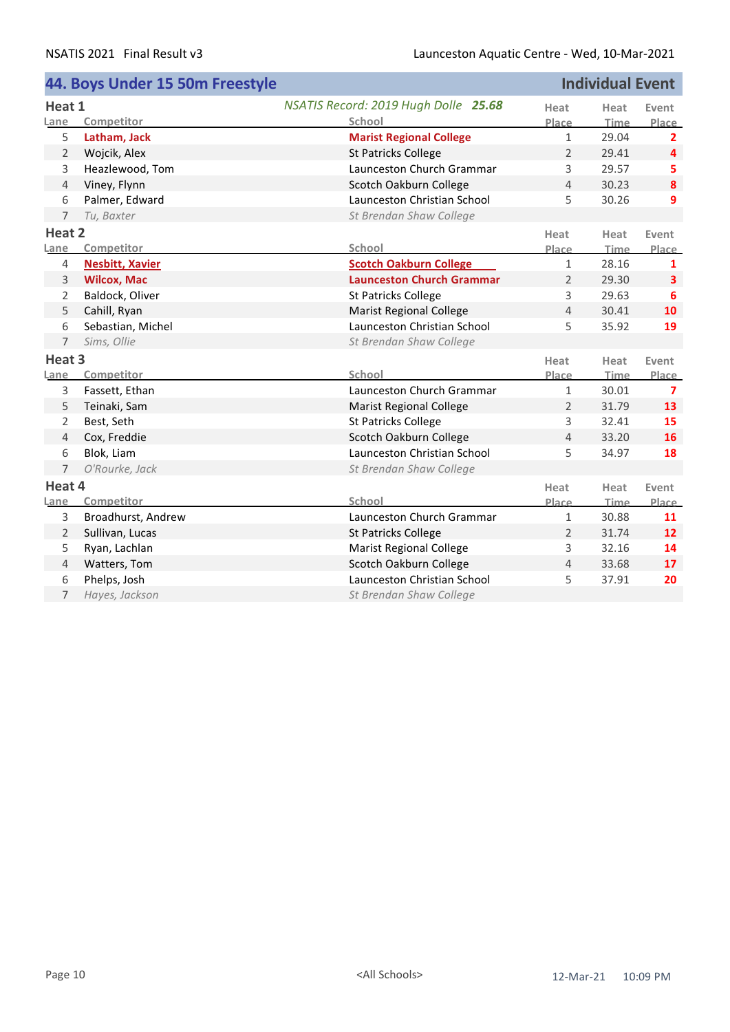## 44. Boys Under 15 50m Freestyle

**Individual Event**

*NSATIS Record: 2019 Hugh Dolle* ***25.68***

### Heat 1

| Lane | Competitor | School | Heat Place | Heat Time | Event Place |
|---|---|---|---|---|---|
| 5 | **Latham, Jack** | **Marist Regional College** | 1 | 29.04 | **2** |
| 2 | Wojcik, Alex | St Patricks College | 2 | 29.41 | **4** |
| 3 | Heazlewood, Tom | Launceston Church Grammar | 3 | 29.57 | **5** |
| 4 | Viney, Flynn | Scotch Oakburn College | 4 | 30.23 | **8** |
| 6 | Palmer, Edward | Launceston Christian School | 5 | 30.26 | **9** |
| 7 | *Tu, Baxter* | *St Brendan Shaw College* | | | |

### Heat 2

| Lane | Competitor | School | Heat Place | Heat Time | Event Place |
|---|---|---|---|---|---|
| 4 | **Nesbitt, Xavier** | **Scotch Oakburn College** | 1 | 28.16 | **1** |
| 3 | **Wilcox, Mac** | **Launceston Church Grammar** | 2 | 29.30 | **3** |
| 2 | Baldock, Oliver | St Patricks College | 3 | 29.63 | **6** |
| 5 | Cahill, Ryan | Marist Regional College | 4 | 30.41 | **10** |
| 6 | Sebastian, Michel | Launceston Christian School | 5 | 35.92 | **19** |
| 7 | *Sims, Ollie* | *St Brendan Shaw College* | | | |

### Heat 3

| Lane | Competitor | School | Heat Place | Heat Time | Event Place |
|---|---|---|---|---|---|
| 3 | Fassett, Ethan | Launceston Church Grammar | 1 | 30.01 | **7** |
| 5 | Teinaki, Sam | Marist Regional College | 2 | 31.79 | **13** |
| 2 | Best, Seth | St Patricks College | 3 | 32.41 | **15** |
| 4 | Cox, Freddie | Scotch Oakburn College | 4 | 33.20 | **16** |
| 6 | Blok, Liam | Launceston Christian School | 5 | 34.97 | **18** |
| 7 | *O'Rourke, Jack* | *St Brendan Shaw College* | | | |

### Heat 4

| Lane | Competitor | School | Heat Place | Heat Time | Event Place |
|---|---|---|---|---|---|
| 3 | Broadhurst, Andrew | Launceston Church Grammar | 1 | 30.88 | **11** |
| 2 | Sullivan, Lucas | St Patricks College | 2 | 31.74 | **12** |
| 5 | Ryan, Lachlan | Marist Regional College | 3 | 32.16 | **14** |
| 4 | Watters, Tom | Scotch Oakburn College | 4 | 33.68 | **17** |
| 6 | Phelps, Josh | Launceston Christian School | 5 | 37.91 | **20** |
| 7 | *Hayes, Jackson* | *St Brendan Shaw College* | | | |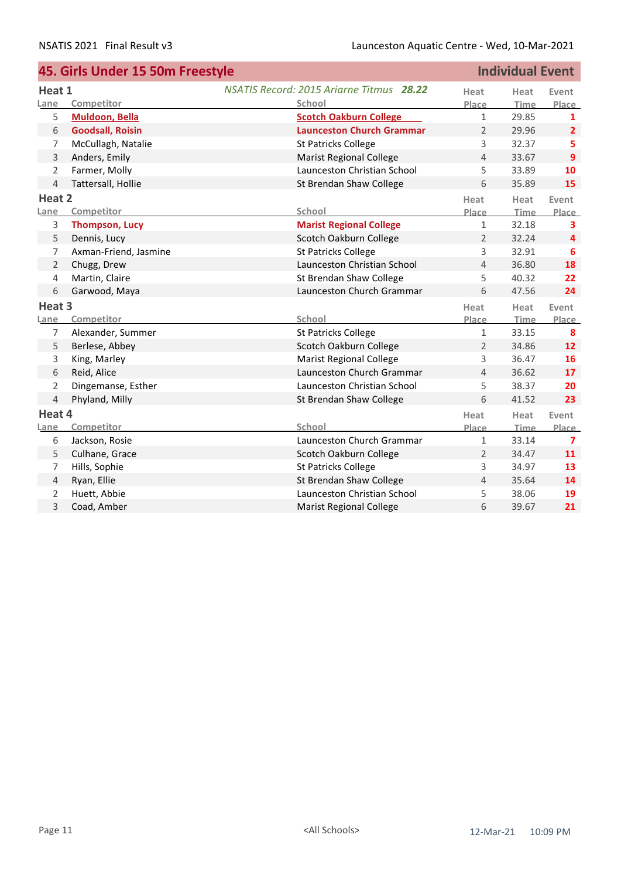## 45. Girls Under 15 50m Freestyle — Individual Event

### Heat 1

*NSATIS Record: 2015 Ariarne Titmus* ***28.22***

| Lane | Competitor | School | Heat Place | Heat Time | Event Place |
|---|---|---|---|---|---|
| 5 | **Muldoon, Bella** | **Scotch Oakburn College** | 1 | 29.85 | **1** |
| 6 | **Goodsall, Roisin** | **Launceston Church Grammar** | 2 | 29.96 | **2** |
| 7 | McCullagh, Natalie | St Patricks College | 3 | 32.37 | **5** |
| 3 | Anders, Emily | Marist Regional College | 4 | 33.67 | **9** |
| 2 | Farmer, Molly | Launceston Christian School | 5 | 33.89 | **10** |
| 4 | Tattersall, Hollie | St Brendan Shaw College | 6 | 35.89 | **15** |

### Heat 2

| Lane | Competitor | School | Heat Place | Heat Time | Event Place |
|---|---|---|---|---|---|
| 3 | **Thompson, Lucy** | **Marist Regional College** | 1 | 32.18 | **3** |
| 5 | Dennis, Lucy | Scotch Oakburn College | 2 | 32.24 | **4** |
| 7 | Axman-Friend, Jasmine | St Patricks College | 3 | 32.91 | **6** |
| 2 | Chugg, Drew | Launceston Christian School | 4 | 36.80 | **18** |
| 4 | Martin, Claire | St Brendan Shaw College | 5 | 40.32 | **22** |
| 6 | Garwood, Maya | Launceston Church Grammar | 6 | 47.56 | **24** |

### Heat 3

| Lane | Competitor | School | Heat Place | Heat Time | Event Place |
|---|---|---|---|---|---|
| 7 | Alexander, Summer | St Patricks College | 1 | 33.15 | **8** |
| 5 | Berlese, Abbey | Scotch Oakburn College | 2 | 34.86 | **12** |
| 3 | King, Marley | Marist Regional College | 3 | 36.47 | **16** |
| 6 | Reid, Alice | Launceston Church Grammar | 4 | 36.62 | **17** |
| 2 | Dingemanse, Esther | Launceston Christian School | 5 | 38.37 | **20** |
| 4 | Phyland, Milly | St Brendan Shaw College | 6 | 41.52 | **23** |

### Heat 4

| Lane | Competitor | School | Heat Place | Heat Time | Event Place |
|---|---|---|---|---|---|
| 6 | Jackson, Rosie | Launceston Church Grammar | 1 | 33.14 | **7** |
| 5 | Culhane, Grace | Scotch Oakburn College | 2 | 34.47 | **11** |
| 7 | Hills, Sophie | St Patricks College | 3 | 34.97 | **13** |
| 4 | Ryan, Ellie | St Brendan Shaw College | 4 | 35.64 | **14** |
| 2 | Huett, Abbie | Launceston Christian School | 5 | 38.06 | **19** |
| 3 | Coad, Amber | Marist Regional College | 6 | 39.67 | **21** |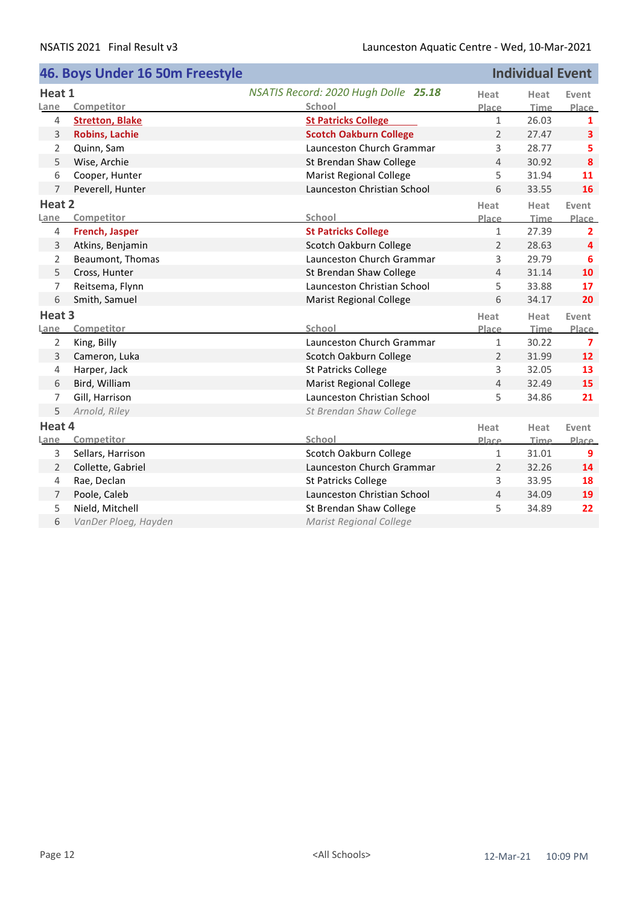## 46. Boys Under 16 50m Freestyle — Individual Event

*NSATIS Record: 2020 Hugh Dolle* ***25.18***

### Heat 1

| Lane | Competitor | School | Heat Place | Heat Time | Event Place |
|---|---|---|---|---|---|
| 4 | **Stretton, Blake** | **St Patricks College** | 1 | 26.03 | **1** |
| 3 | **Robins, Lachie** | **Scotch Oakburn College** | 2 | 27.47 | **3** |
| 2 | Quinn, Sam | Launceston Church Grammar | 3 | 28.77 | **5** |
| 5 | Wise, Archie | St Brendan Shaw College | 4 | 30.92 | **8** |
| 6 | Cooper, Hunter | Marist Regional College | 5 | 31.94 | **11** |
| 7 | Peverell, Hunter | Launceston Christian School | 6 | 33.55 | **16** |

### Heat 2

| Lane | Competitor | School | Heat Place | Heat Time | Event Place |
|---|---|---|---|---|---|
| 4 | **French, Jasper** | **St Patricks College** | 1 | 27.39 | **2** |
| 3 | Atkins, Benjamin | Scotch Oakburn College | 2 | 28.63 | **4** |
| 2 | Beaumont, Thomas | Launceston Church Grammar | 3 | 29.79 | **6** |
| 5 | Cross, Hunter | St Brendan Shaw College | 4 | 31.14 | **10** |
| 7 | Reitsema, Flynn | Launceston Christian School | 5 | 33.88 | **17** |
| 6 | Smith, Samuel | Marist Regional College | 6 | 34.17 | **20** |

### Heat 3

| Lane | Competitor | School | Heat Place | Heat Time | Event Place |
|---|---|---|---|---|---|
| 2 | King, Billy | Launceston Church Grammar | 1 | 30.22 | **7** |
| 3 | Cameron, Luka | Scotch Oakburn College | 2 | 31.99 | **12** |
| 4 | Harper, Jack | St Patricks College | 3 | 32.05 | **13** |
| 6 | Bird, William | Marist Regional College | 4 | 32.49 | **15** |
| 7 | Gill, Harrison | Launceston Christian School | 5 | 34.86 | **21** |
| 5 | *Arnold, Riley* | *St Brendan Shaw College* | | | |

### Heat 4

| Lane | Competitor | School | Heat Place | Heat Time | Event Place |
|---|---|---|---|---|---|
| 3 | Sellars, Harrison | Scotch Oakburn College | 1 | 31.01 | **9** |
| 2 | Collette, Gabriel | Launceston Church Grammar | 2 | 32.26 | **14** |
| 4 | Rae, Declan | St Patricks College | 3 | 33.95 | **18** |
| 7 | Poole, Caleb | Launceston Christian School | 4 | 34.09 | **19** |
| 5 | Nield, Mitchell | St Brendan Shaw College | 5 | 34.89 | **22** |
| 6 | *VanDer Ploeg, Hayden* | *Marist Regional College* | | | |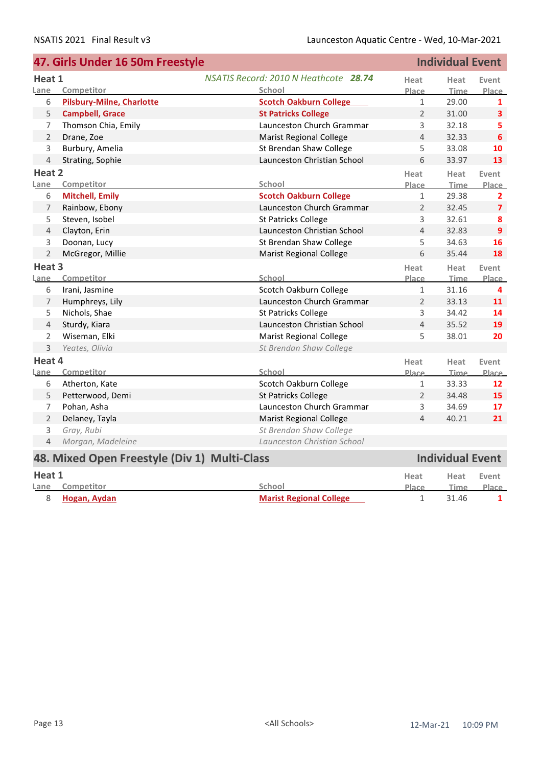## 47. Girls Under 16 50m Freestyle — Individual Event

*NSATIS Record: 2010 N Heathcote* ***28.74***

### Heat 1

| Lane | Competitor | School | Heat Place | Heat Time | Event Place |
|---|---|---|---|---|---|
| 6 | **Pilsbury-Milne, Charlotte** | **Scotch Oakburn College** | 1 | 29.00 | **1** |
| 5 | **Campbell, Grace** | **St Patricks College** | 2 | 31.00 | **3** |
| 7 | Thomson Chia, Emily | Launceston Church Grammar | 3 | 32.18 | **5** |
| 2 | Drane, Zoe | Marist Regional College | 4 | 32.33 | **6** |
| 3 | Burbury, Amelia | St Brendan Shaw College | 5 | 33.08 | **10** |
| 4 | Strating, Sophie | Launceston Christian School | 6 | 33.97 | **13** |

### Heat 2

| Lane | Competitor | School | Heat Place | Heat Time | Event Place |
|---|---|---|---|---|---|
| 6 | **Mitchell, Emily** | **Scotch Oakburn College** | 1 | 29.38 | **2** |
| 7 | Rainbow, Ebony | Launceston Church Grammar | 2 | 32.45 | **7** |
| 5 | Steven, Isobel | St Patricks College | 3 | 32.61 | **8** |
| 4 | Clayton, Erin | Launceston Christian School | 4 | 32.83 | **9** |
| 3 | Doonan, Lucy | St Brendan Shaw College | 5 | 34.63 | **16** |
| 2 | McGregor, Millie | Marist Regional College | 6 | 35.44 | **18** |

### Heat 3

| Lane | Competitor | School | Heat Place | Heat Time | Event Place |
|---|---|---|---|---|---|
| 6 | Irani, Jasmine | Scotch Oakburn College | 1 | 31.16 | **4** |
| 7 | Humphreys, Lily | Launceston Church Grammar | 2 | 33.13 | **11** |
| 5 | Nichols, Shae | St Patricks College | 3 | 34.42 | **14** |
| 4 | Sturdy, Kiara | Launceston Christian School | 4 | 35.52 | **19** |
| 2 | Wiseman, Elki | Marist Regional College | 5 | 38.01 | **20** |
| 3 | *Yeates, Olivia* | *St Brendan Shaw College* | | | |

### Heat 4

| Lane | Competitor | School | Heat Place | Heat Time | Event Place |
|---|---|---|---|---|---|
| 6 | Atherton, Kate | Scotch Oakburn College | 1 | 33.33 | **12** |
| 5 | Petterwood, Demi | St Patricks College | 2 | 34.48 | **15** |
| 7 | Pohan, Asha | Launceston Church Grammar | 3 | 34.69 | **17** |
| 2 | Delaney, Tayla | Marist Regional College | 4 | 40.21 | **21** |
| 3 | *Gray, Rubi* | *St Brendan Shaw College* | | | |
| 4 | *Morgan, Madeleine* | *Launceston Christian School* | | | |

## 48. Mixed Open Freestyle (Div 1) Multi-Class — Individual Event

### Heat 1

| Lane | Competitor | School | Heat Place | Heat Time | Event Place |
|---|---|---|---|---|---|
| 8 | **Hogan, Aydan** | **Marist Regional College** | 1 | 31.46 | **1** |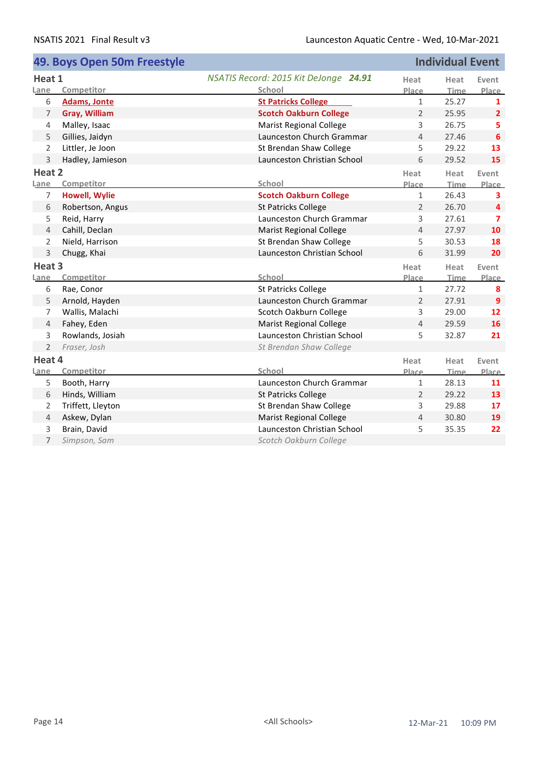## 49. Boys Open 50m Freestyle

**Individual Event**

### Heat 1

*NSATIS Record: 2015 Kit DeJonge* ***24.91***

| Lane | Competitor | School | Heat Place | Heat Time | Event Place |
|---|---|---|---|---|---|
| 6 | **Adams, Jonte** | **St Patricks College** | 1 | 25.27 | **1** |
| 7 | **Gray, William** | **Scotch Oakburn College** | 2 | 25.95 | **2** |
| 4 | Malley, Isaac | Marist Regional College | 3 | 26.75 | **5** |
| 5 | Gillies, Jaidyn | Launceston Church Grammar | 4 | 27.46 | **6** |
| 2 | Littler, Je Joon | St Brendan Shaw College | 5 | 29.22 | **13** |
| 3 | Hadley, Jamieson | Launceston Christian School | 6 | 29.52 | **15** |

### Heat 2

| Lane | Competitor | School | Heat Place | Heat Time | Event Place |
|---|---|---|---|---|---|
| 7 | **Howell, Wylie** | **Scotch Oakburn College** | 1 | 26.43 | **3** |
| 6 | Robertson, Angus | St Patricks College | 2 | 26.70 | **4** |
| 5 | Reid, Harry | Launceston Church Grammar | 3 | 27.61 | **7** |
| 4 | Cahill, Declan | Marist Regional College | 4 | 27.97 | **10** |
| 2 | Nield, Harrison | St Brendan Shaw College | 5 | 30.53 | **18** |
| 3 | Chugg, Khai | Launceston Christian School | 6 | 31.99 | **20** |

### Heat 3

| Lane | Competitor | School | Heat Place | Heat Time | Event Place |
|---|---|---|---|---|---|
| 6 | Rae, Conor | St Patricks College | 1 | 27.72 | **8** |
| 5 | Arnold, Hayden | Launceston Church Grammar | 2 | 27.91 | **9** |
| 7 | Wallis, Malachi | Scotch Oakburn College | 3 | 29.00 | **12** |
| 4 | Fahey, Eden | Marist Regional College | 4 | 29.59 | **16** |
| 3 | Rowlands, Josiah | Launceston Christian School | 5 | 32.87 | **21** |
| 2 | *Fraser, Josh* | *St Brendan Shaw College* | | | |

### Heat 4

| Lane | Competitor | School | Heat Place | Heat Time | Event Place |
|---|---|---|---|---|---|
| 5 | Booth, Harry | Launceston Church Grammar | 1 | 28.13 | **11** |
| 6 | Hinds, William | St Patricks College | 2 | 29.22 | **13** |
| 2 | Triffett, Lleyton | St Brendan Shaw College | 3 | 29.88 | **17** |
| 4 | Askew, Dylan | Marist Regional College | 4 | 30.80 | **19** |
| 3 | Brain, David | Launceston Christian School | 5 | 35.35 | **22** |
| 7 | *Simpson, Sam* | *Scotch Oakburn College* | | | |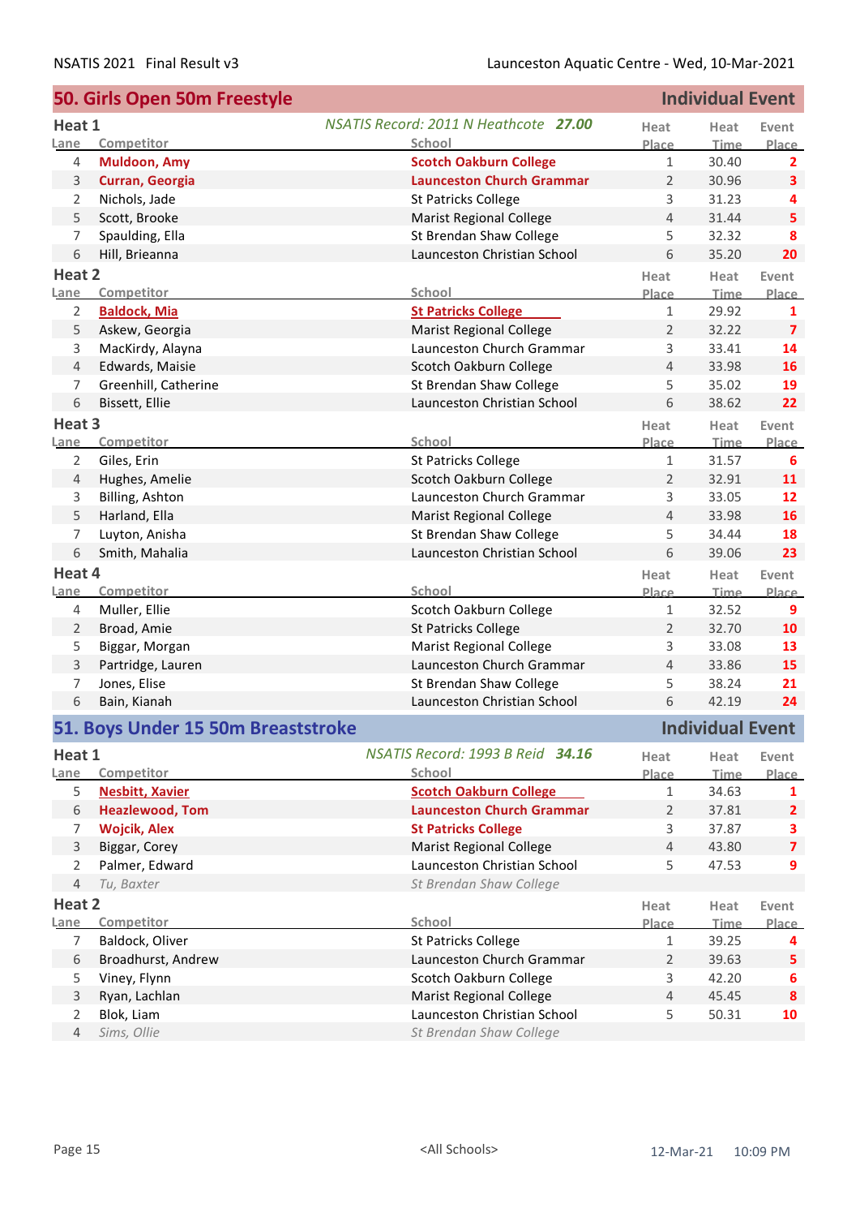## 50. Girls Open 50m Freestyle — Individual Event

### Heat 1

*NSATIS Record: 2011 N Heathcote* ***27.00***

| Lane | Competitor | School | Heat Place | Heat Time | Event Place |
|---|---|---|---|---|---|
| 4 | **Muldoon, Amy** | **Scotch Oakburn College** | 1 | 30.40 | **2** |
| 3 | **Curran, Georgia** | **Launceston Church Grammar** | 2 | 30.96 | **3** |
| 2 | Nichols, Jade | St Patricks College | 3 | 31.23 | **4** |
| 5 | Scott, Brooke | Marist Regional College | 4 | 31.44 | **5** |
| 7 | Spaulding, Ella | St Brendan Shaw College | 5 | 32.32 | **8** |
| 6 | Hill, Brieanna | Launceston Christian School | 6 | 35.20 | **20** |

### Heat 2

| Lane | Competitor | School | Heat Place | Heat Time | Event Place |
|---|---|---|---|---|---|
| 2 | **Baldock, Mia** | **St Patricks College** | 1 | 29.92 | **1** |
| 5 | Askew, Georgia | Marist Regional College | 2 | 32.22 | **7** |
| 3 | MacKirdy, Alayna | Launceston Church Grammar | 3 | 33.41 | **14** |
| 4 | Edwards, Maisie | Scotch Oakburn College | 4 | 33.98 | **16** |
| 7 | Greenhill, Catherine | St Brendan Shaw College | 5 | 35.02 | **19** |
| 6 | Bissett, Ellie | Launceston Christian School | 6 | 38.62 | **22** |

### Heat 3

| Lane | Competitor | School | Heat Place | Heat Time | Event Place |
|---|---|---|---|---|---|
| 2 | Giles, Erin | St Patricks College | 1 | 31.57 | **6** |
| 4 | Hughes, Amelie | Scotch Oakburn College | 2 | 32.91 | **11** |
| 3 | Billing, Ashton | Launceston Church Grammar | 3 | 33.05 | **12** |
| 5 | Harland, Ella | Marist Regional College | 4 | 33.98 | **16** |
| 7 | Luyton, Anisha | St Brendan Shaw College | 5 | 34.44 | **18** |
| 6 | Smith, Mahalia | Launceston Christian School | 6 | 39.06 | **23** |

### Heat 4

| Lane | Competitor | School | Heat Place | Heat Time | Event Place |
|---|---|---|---|---|---|
| 4 | Muller, Ellie | Scotch Oakburn College | 1 | 32.52 | **9** |
| 2 | Broad, Amie | St Patricks College | 2 | 32.70 | **10** |
| 5 | Biggar, Morgan | Marist Regional College | 3 | 33.08 | **13** |
| 3 | Partridge, Lauren | Launceston Church Grammar | 4 | 33.86 | **15** |
| 7 | Jones, Elise | St Brendan Shaw College | 5 | 38.24 | **21** |
| 6 | Bain, Kianah | Launceston Christian School | 6 | 42.19 | **24** |

## 51. Boys Under 15 50m Breaststroke — Individual Event

### Heat 1

*NSATIS Record: 1993 B Reid* ***34.16***

| Lane | Competitor | School | Heat Place | Heat Time | Event Place |
|---|---|---|---|---|---|
| 5 | **Nesbitt, Xavier** | **Scotch Oakburn College** | 1 | 34.63 | **1** |
| 6 | **Heazlewood, Tom** | **Launceston Church Grammar** | 2 | 37.81 | **2** |
| 7 | **Wojcik, Alex** | **St Patricks College** | 3 | 37.87 | **3** |
| 3 | Biggar, Corey | Marist Regional College | 4 | 43.80 | **7** |
| 2 | Palmer, Edward | Launceston Christian School | 5 | 47.53 | **9** |
| 4 | *Tu, Baxter* | *St Brendan Shaw College* | | | |

### Heat 2

| Lane | Competitor | School | Heat Place | Heat Time | Event Place |
|---|---|---|---|---|---|
| 7 | Baldock, Oliver | St Patricks College | 1 | 39.25 | **4** |
| 6 | Broadhurst, Andrew | Launceston Church Grammar | 2 | 39.63 | **5** |
| 5 | Viney, Flynn | Scotch Oakburn College | 3 | 42.20 | **6** |
| 3 | Ryan, Lachlan | Marist Regional College | 4 | 45.45 | **8** |
| 2 | Blok, Liam | Launceston Christian School | 5 | 50.31 | **10** |
| 4 | *Sims, Ollie* | *St Brendan Shaw College* | | | |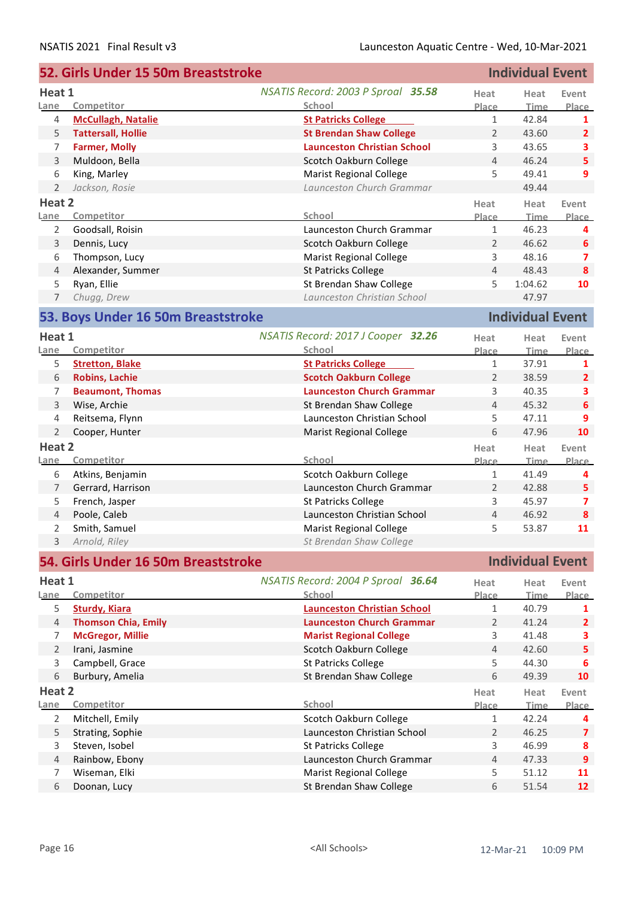## 52. Girls Under 15 50m Breaststroke — Individual Event

### Heat 1

*NSATIS Record: 2003 P Sproal* ***35.58***

| Lane | Competitor | School | Heat Place | Heat Time | Event Place |
|---|---|---|---|---|---|
| 4 | **McCullagh, Natalie** | **St Patricks College** | 1 | 42.84 | 1 |
| 5 | **Tattersall, Hollie** | **St Brendan Shaw College** | 2 | 43.60 | 2 |
| 7 | **Farmer, Molly** | **Launceston Christian School** | 3 | 43.65 | 3 |
| 3 | Muldoon, Bella | Scotch Oakburn College | 4 | 46.24 | 5 |
| 6 | King, Marley | Marist Regional College | 5 | 49.41 | 9 |
| 2 | *Jackson, Rosie* | *Launceston Church Grammar* | | 49.44 | |

### Heat 2

| Lane | Competitor | School | Heat Place | Heat Time | Event Place |
|---|---|---|---|---|---|
| 2 | Goodsall, Roisin | Launceston Church Grammar | 1 | 46.23 | 4 |
| 3 | Dennis, Lucy | Scotch Oakburn College | 2 | 46.62 | 6 |
| 6 | Thompson, Lucy | Marist Regional College | 3 | 48.16 | 7 |
| 4 | Alexander, Summer | St Patricks College | 4 | 48.43 | 8 |
| 5 | Ryan, Ellie | St Brendan Shaw College | 5 | 1:04.62 | 10 |
| 7 | *Chugg, Drew* | *Launceston Christian School* | | 47.97 | |

## 53. Boys Under 16 50m Breaststroke — Individual Event

### Heat 1

*NSATIS Record: 2017 J Cooper* ***32.26***

| Lane | Competitor | School | Heat Place | Heat Time | Event Place |
|---|---|---|---|---|---|
| 5 | **Stretton, Blake** | **St Patricks College** | 1 | 37.91 | 1 |
| 6 | **Robins, Lachie** | **Scotch Oakburn College** | 2 | 38.59 | 2 |
| 7 | **Beaumont, Thomas** | **Launceston Church Grammar** | 3 | 40.35 | 3 |
| 3 | Wise, Archie | St Brendan Shaw College | 4 | 45.32 | 6 |
| 4 | Reitsema, Flynn | Launceston Christian School | 5 | 47.11 | 9 |
| 2 | Cooper, Hunter | Marist Regional College | 6 | 47.96 | 10 |

### Heat 2

| Lane | Competitor | School | Heat Place | Heat Time | Event Place |
|---|---|---|---|---|---|
| 6 | Atkins, Benjamin | Scotch Oakburn College | 1 | 41.49 | 4 |
| 7 | Gerrard, Harrison | Launceston Church Grammar | 2 | 42.88 | 5 |
| 5 | French, Jasper | St Patricks College | 3 | 45.97 | 7 |
| 4 | Poole, Caleb | Launceston Christian School | 4 | 46.92 | 8 |
| 2 | Smith, Samuel | Marist Regional College | 5 | 53.87 | 11 |
| 3 | *Arnold, Riley* | *St Brendan Shaw College* | | | |

## 54. Girls Under 16 50m Breaststroke — Individual Event

### Heat 1

*NSATIS Record: 2004 P Sproal* ***36.64***

| Lane | Competitor | School | Heat Place | Heat Time | Event Place |
|---|---|---|---|---|---|
| 5 | **Sturdy, Kiara** | **Launceston Christian School** | 1 | 40.79 | 1 |
| 4 | **Thomson Chia, Emily** | **Launceston Church Grammar** | 2 | 41.24 | 2 |
| 7 | **McGregor, Millie** | **Marist Regional College** | 3 | 41.48 | 3 |
| 2 | Irani, Jasmine | Scotch Oakburn College | 4 | 42.60 | 5 |
| 3 | Campbell, Grace | St Patricks College | 5 | 44.30 | 6 |
| 6 | Burbury, Amelia | St Brendan Shaw College | 6 | 49.39 | 10 |

### Heat 2

| Lane | Competitor | School | Heat Place | Heat Time | Event Place |
|---|---|---|---|---|---|
| 2 | Mitchell, Emily | Scotch Oakburn College | 1 | 42.24 | 4 |
| 5 | Strating, Sophie | Launceston Christian School | 2 | 46.25 | 7 |
| 3 | Steven, Isobel | St Patricks College | 3 | 46.99 | 8 |
| 4 | Rainbow, Ebony | Launceston Church Grammar | 4 | 47.33 | 9 |
| 7 | Wiseman, Elki | Marist Regional College | 5 | 51.12 | 11 |
| 6 | Doonan, Lucy | St Brendan Shaw College | 6 | 51.54 | 12 |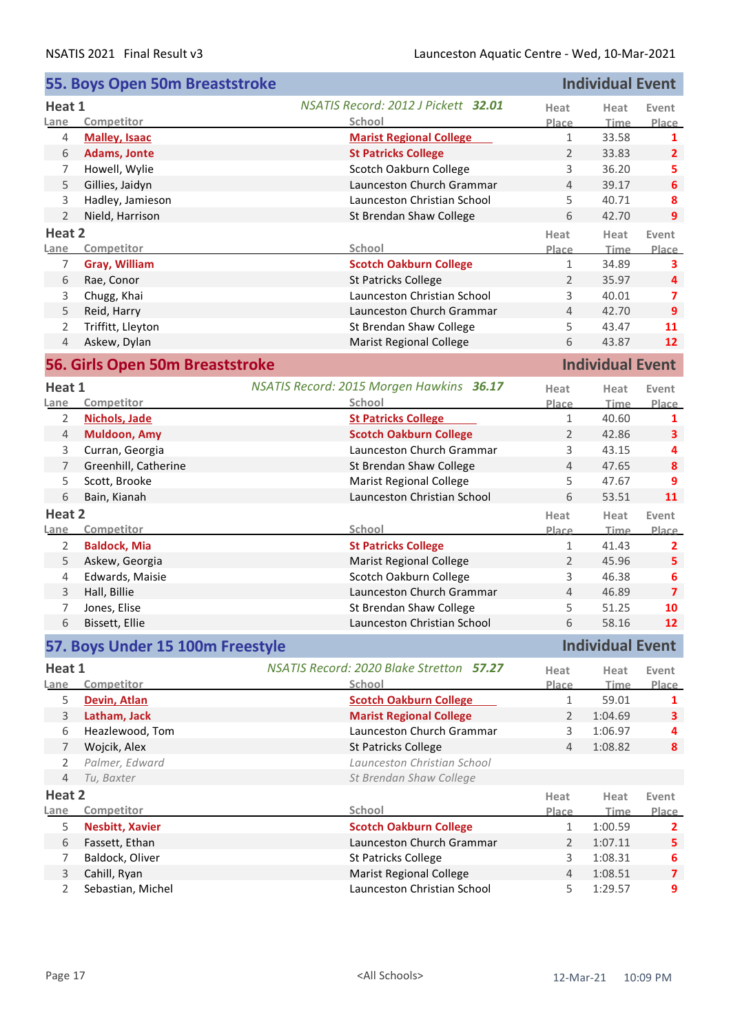## 55. Boys Open 50m Breaststroke — Individual Event

### Heat 1

*NSATIS Record: 2012 J Pickett* ***32.01***

| Lane | Competitor | School | Heat Place | Heat Time | Event Place |
|---|---|---|---|---|---|
| 4 | **Malley, Isaac** | **Marist Regional College** | 1 | 33.58 | 1 |
| 6 | **Adams, Jonte** | **St Patricks College** | 2 | 33.83 | 2 |
| 7 | Howell, Wylie | Scotch Oakburn College | 3 | 36.20 | 5 |
| 5 | Gillies, Jaidyn | Launceston Church Grammar | 4 | 39.17 | 6 |
| 3 | Hadley, Jamieson | Launceston Christian School | 5 | 40.71 | 8 |
| 2 | Nield, Harrison | St Brendan Shaw College | 6 | 42.70 | 9 |

### Heat 2

| Lane | Competitor | School | Heat Place | Heat Time | Event Place |
|---|---|---|---|---|---|
| 7 | **Gray, William** | **Scotch Oakburn College** | 1 | 34.89 | 3 |
| 6 | Rae, Conor | St Patricks College | 2 | 35.97 | 4 |
| 3 | Chugg, Khai | Launceston Christian School | 3 | 40.01 | 7 |
| 5 | Reid, Harry | Launceston Church Grammar | 4 | 42.70 | 9 |
| 2 | Triffitt, Lleyton | St Brendan Shaw College | 5 | 43.47 | 11 |
| 4 | Askew, Dylan | Marist Regional College | 6 | 43.87 | 12 |

## 56. Girls Open 50m Breaststroke — Individual Event

### Heat 1

*NSATIS Record: 2015 Morgen Hawkins* ***36.17***

| Lane | Competitor | School | Heat Place | Heat Time | Event Place |
|---|---|---|---|---|---|
| 2 | **Nichols, Jade** | **St Patricks College** | 1 | 40.60 | 1 |
| 4 | **Muldoon, Amy** | **Scotch Oakburn College** | 2 | 42.86 | 3 |
| 3 | Curran, Georgia | Launceston Church Grammar | 3 | 43.15 | 4 |
| 7 | Greenhill, Catherine | St Brendan Shaw College | 4 | 47.65 | 8 |
| 5 | Scott, Brooke | Marist Regional College | 5 | 47.67 | 9 |
| 6 | Bain, Kianah | Launceston Christian School | 6 | 53.51 | 11 |

### Heat 2

| Lane | Competitor | School | Heat Place | Heat Time | Event Place |
|---|---|---|---|---|---|
| 2 | **Baldock, Mia** | **St Patricks College** | 1 | 41.43 | 2 |
| 5 | Askew, Georgia | Marist Regional College | 2 | 45.96 | 5 |
| 4 | Edwards, Maisie | Scotch Oakburn College | 3 | 46.38 | 6 |
| 3 | Hall, Billie | Launceston Church Grammar | 4 | 46.89 | 7 |
| 7 | Jones, Elise | St Brendan Shaw College | 5 | 51.25 | 10 |
| 6 | Bissett, Ellie | Launceston Christian School | 6 | 58.16 | 12 |

## 57. Boys Under 15 100m Freestyle — Individual Event

### Heat 1

*NSATIS Record: 2020 Blake Stretton* ***57.27***

| Lane | Competitor | School | Heat Place | Heat Time | Event Place |
|---|---|---|---|---|---|
| 5 | **Devin, Atlan** | **Scotch Oakburn College** | 1 | 59.01 | 1 |
| 3 | **Latham, Jack** | **Marist Regional College** | 2 | 1:04.69 | 3 |
| 6 | Heazlewood, Tom | Launceston Church Grammar | 3 | 1:06.97 | 4 |
| 7 | Wojcik, Alex | St Patricks College | 4 | 1:08.82 | 8 |
| 2 | *Palmer, Edward* | *Launceston Christian School* | | | |
| 4 | *Tu, Baxter* | *St Brendan Shaw College* | | | |

### Heat 2

| Lane | Competitor | School | Heat Place | Heat Time | Event Place |
|---|---|---|---|---|---|
| 5 | **Nesbitt, Xavier** | **Scotch Oakburn College** | 1 | 1:00.59 | 2 |
| 6 | Fassett, Ethan | Launceston Church Grammar | 2 | 1:07.11 | 5 |
| 7 | Baldock, Oliver | St Patricks College | 3 | 1:08.31 | 6 |
| 3 | Cahill, Ryan | Marist Regional College | 4 | 1:08.51 | 7 |
| 2 | Sebastian, Michel | Launceston Christian School | 5 | 1:29.57 | 9 |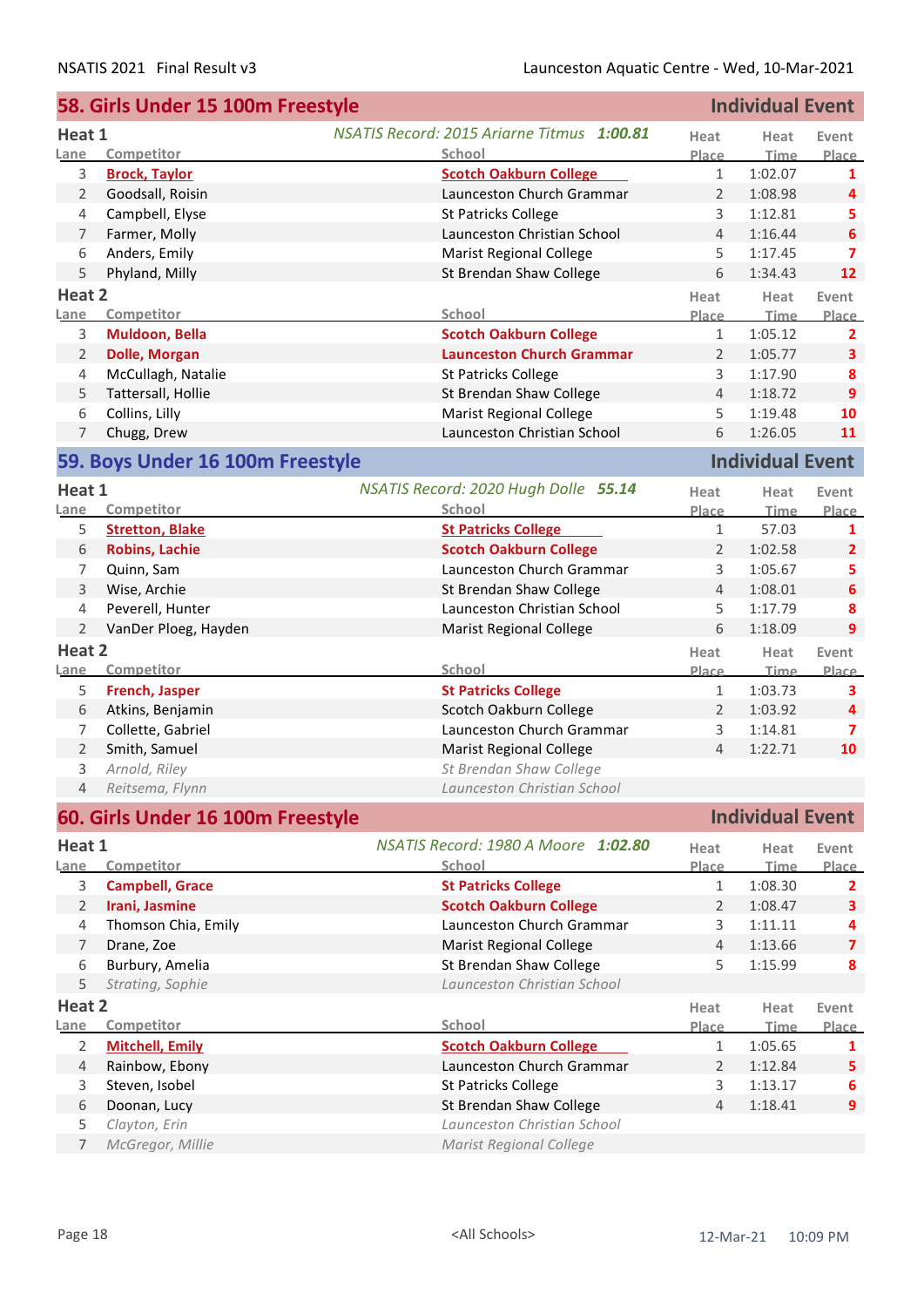## 58. Girls Under 15 100m Freestyle — Individual Event

**Heat 1** — *NSATIS Record: 2015 Ariarne Titmus* ***1:00.81***

| Lane | Competitor | School | Heat Place | Heat Time | Event Place |
|---|---|---|---|---|---|
| 3 | **Brock, Taylor** | **Scotch Oakburn College** | 1 | 1:02.07 | 1 |
| 2 | Goodsall, Roisin | Launceston Church Grammar | 2 | 1:08.98 | 4 |
| 4 | Campbell, Elyse | St Patricks College | 3 | 1:12.81 | 5 |
| 7 | Farmer, Molly | Launceston Christian School | 4 | 1:16.44 | 6 |
| 6 | Anders, Emily | Marist Regional College | 5 | 1:17.45 | 7 |
| 5 | Phyland, Milly | St Brendan Shaw College | 6 | 1:34.43 | 12 |

**Heat 2**

| Lane | Competitor | School | Heat Place | Heat Time | Event Place |
|---|---|---|---|---|---|
| 3 | **Muldoon, Bella** | **Scotch Oakburn College** | 1 | 1:05.12 | 2 |
| 2 | **Dolle, Morgan** | **Launceston Church Grammar** | 2 | 1:05.77 | 3 |
| 4 | McCullagh, Natalie | St Patricks College | 3 | 1:17.90 | 8 |
| 5 | Tattersall, Hollie | St Brendan Shaw College | 4 | 1:18.72 | 9 |
| 6 | Collins, Lilly | Marist Regional College | 5 | 1:19.48 | 10 |
| 7 | Chugg, Drew | Launceston Christian School | 6 | 1:26.05 | 11 |

## 59. Boys Under 16 100m Freestyle — Individual Event

**Heat 1** — *NSATIS Record: 2020 Hugh Dolle* ***55.14***

| Lane | Competitor | School | Heat Place | Heat Time | Event Place |
|---|---|---|---|---|---|
| 5 | **Stretton, Blake** | **St Patricks College** | 1 | 57.03 | 1 |
| 6 | **Robins, Lachie** | **Scotch Oakburn College** | 2 | 1:02.58 | 2 |
| 7 | Quinn, Sam | Launceston Church Grammar | 3 | 1:05.67 | 5 |
| 3 | Wise, Archie | St Brendan Shaw College | 4 | 1:08.01 | 6 |
| 4 | Peverell, Hunter | Launceston Christian School | 5 | 1:17.79 | 8 |
| 2 | VanDer Ploeg, Hayden | Marist Regional College | 6 | 1:18.09 | 9 |

**Heat 2**

| Lane | Competitor | School | Heat Place | Heat Time | Event Place |
|---|---|---|---|---|---|
| 5 | **French, Jasper** | **St Patricks College** | 1 | 1:03.73 | 3 |
| 6 | Atkins, Benjamin | Scotch Oakburn College | 2 | 1:03.92 | 4 |
| 7 | Collette, Gabriel | Launceston Church Grammar | 3 | 1:14.81 | 7 |
| 2 | Smith, Samuel | Marist Regional College | 4 | 1:22.71 | 10 |
| 3 | *Arnold, Riley* | *St Brendan Shaw College* | | | |
| 4 | *Reitsema, Flynn* | *Launceston Christian School* | | | |

## 60. Girls Under 16 100m Freestyle — Individual Event

**Heat 1** — *NSATIS Record: 1980 A Moore* ***1:02.80***

| Lane | Competitor | School | Heat Place | Heat Time | Event Place |
|---|---|---|---|---|---|
| 3 | **Campbell, Grace** | **St Patricks College** | 1 | 1:08.30 | 2 |
| 2 | **Irani, Jasmine** | **Scotch Oakburn College** | 2 | 1:08.47 | 3 |
| 4 | Thomson Chia, Emily | Launceston Church Grammar | 3 | 1:11.11 | 4 |
| 7 | Drane, Zoe | Marist Regional College | 4 | 1:13.66 | 7 |
| 6 | Burbury, Amelia | St Brendan Shaw College | 5 | 1:15.99 | 8 |
| 5 | *Strating, Sophie* | *Launceston Christian School* | | | |

**Heat 2**

| Lane | Competitor | School | Heat Place | Heat Time | Event Place |
|---|---|---|---|---|---|
| 2 | **Mitchell, Emily** | **Scotch Oakburn College** | 1 | 1:05.65 | 1 |
| 4 | Rainbow, Ebony | Launceston Church Grammar | 2 | 1:12.84 | 5 |
| 3 | Steven, Isobel | St Patricks College | 3 | 1:13.17 | 6 |
| 6 | Doonan, Lucy | St Brendan Shaw College | 4 | 1:18.41 | 9 |
| 5 | *Clayton, Erin* | *Launceston Christian School* | | | |
| 7 | *McGregor, Millie* | *Marist Regional College* | | | |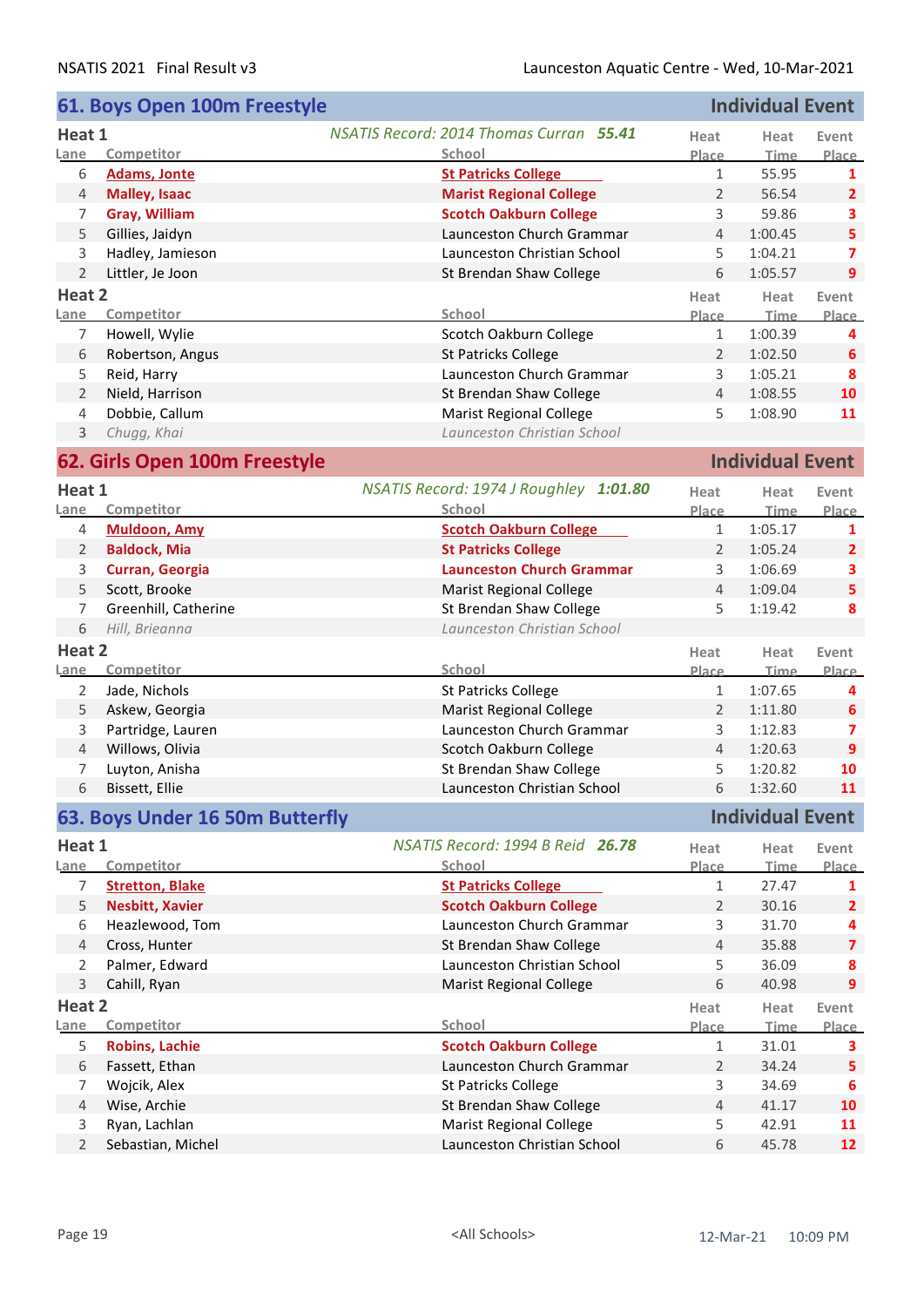## 61. Boys Open 100m Freestyle — Individual Event

### Heat 1

*NSATIS Record: 2014 Thomas Curran* ***55.41***

| Lane | Competitor | School | Heat Place | Heat Time | Event Place |
|---|---|---|---|---|---|
| 6 | **Adams, Jonte** | **St Patricks College** | 1 | 55.95 | 1 |
| 4 | **Malley, Isaac** | **Marist Regional College** | 2 | 56.54 | 2 |
| 7 | **Gray, William** | **Scotch Oakburn College** | 3 | 59.86 | 3 |
| 5 | Gillies, Jaidyn | Launceston Church Grammar | 4 | 1:00.45 | 5 |
| 3 | Hadley, Jamieson | Launceston Christian School | 5 | 1:04.21 | 7 |
| 2 | Littler, Je Joon | St Brendan Shaw College | 6 | 1:05.57 | 9 |

### Heat 2

| Lane | Competitor | School | Heat Place | Heat Time | Event Place |
|---|---|---|---|---|---|
| 7 | Howell, Wylie | Scotch Oakburn College | 1 | 1:00.39 | 4 |
| 6 | Robertson, Angus | St Patricks College | 2 | 1:02.50 | 6 |
| 5 | Reid, Harry | Launceston Church Grammar | 3 | 1:05.21 | 8 |
| 2 | Nield, Harrison | St Brendan Shaw College | 4 | 1:08.55 | 10 |
| 4 | Dobbie, Callum | Marist Regional College | 5 | 1:08.90 | 11 |
| 3 | *Chugg, Khai* | *Launceston Christian School* | | | |

## 62. Girls Open 100m Freestyle — Individual Event

### Heat 1

*NSATIS Record: 1974 J Roughley* ***1:01.80***

| Lane | Competitor | School | Heat Place | Heat Time | Event Place |
|---|---|---|---|---|---|
| 4 | **Muldoon, Amy** | **Scotch Oakburn College** | 1 | 1:05.17 | 1 |
| 2 | **Baldock, Mia** | **St Patricks College** | 2 | 1:05.24 | 2 |
| 3 | **Curran, Georgia** | **Launceston Church Grammar** | 3 | 1:06.69 | 3 |
| 5 | Scott, Brooke | Marist Regional College | 4 | 1:09.04 | 5 |
| 7 | Greenhill, Catherine | St Brendan Shaw College | 5 | 1:19.42 | 8 |
| 6 | *Hill, Brieanna* | *Launceston Christian School* | | | |

### Heat 2

| Lane | Competitor | School | Heat Place | Heat Time | Event Place |
|---|---|---|---|---|---|
| 2 | Jade, Nichols | St Patricks College | 1 | 1:07.65 | 4 |
| 5 | Askew, Georgia | Marist Regional College | 2 | 1:11.80 | 6 |
| 3 | Partridge, Lauren | Launceston Church Grammar | 3 | 1:12.83 | 7 |
| 4 | Willows, Olivia | Scotch Oakburn College | 4 | 1:20.63 | 9 |
| 7 | Luyton, Anisha | St Brendan Shaw College | 5 | 1:20.82 | 10 |
| 6 | Bissett, Ellie | Launceston Christian School | 6 | 1:32.60 | 11 |

## 63. Boys Under 16 50m Butterfly — Individual Event

### Heat 1

*NSATIS Record: 1994 B Reid* ***26.78***

| Lane | Competitor | School | Heat Place | Heat Time | Event Place |
|---|---|---|---|---|---|
| 7 | **Stretton, Blake** | **St Patricks College** | 1 | 27.47 | 1 |
| 5 | **Nesbitt, Xavier** | **Scotch Oakburn College** | 2 | 30.16 | 2 |
| 6 | Heazlewood, Tom | Launceston Church Grammar | 3 | 31.70 | 4 |
| 4 | Cross, Hunter | St Brendan Shaw College | 4 | 35.88 | 7 |
| 2 | Palmer, Edward | Launceston Christian School | 5 | 36.09 | 8 |
| 3 | Cahill, Ryan | Marist Regional College | 6 | 40.98 | 9 |

### Heat 2

| Lane | Competitor | School | Heat Place | Heat Time | Event Place |
|---|---|---|---|---|---|
| 5 | **Robins, Lachie** | **Scotch Oakburn College** | 1 | 31.01 | 3 |
| 6 | Fassett, Ethan | Launceston Church Grammar | 2 | 34.24 | 5 |
| 7 | Wojcik, Alex | St Patricks College | 3 | 34.69 | 6 |
| 4 | Wise, Archie | St Brendan Shaw College | 4 | 41.17 | 10 |
| 3 | Ryan, Lachlan | Marist Regional College | 5 | 42.91 | 11 |
| 2 | Sebastian, Michel | Launceston Christian School | 6 | 45.78 | 12 |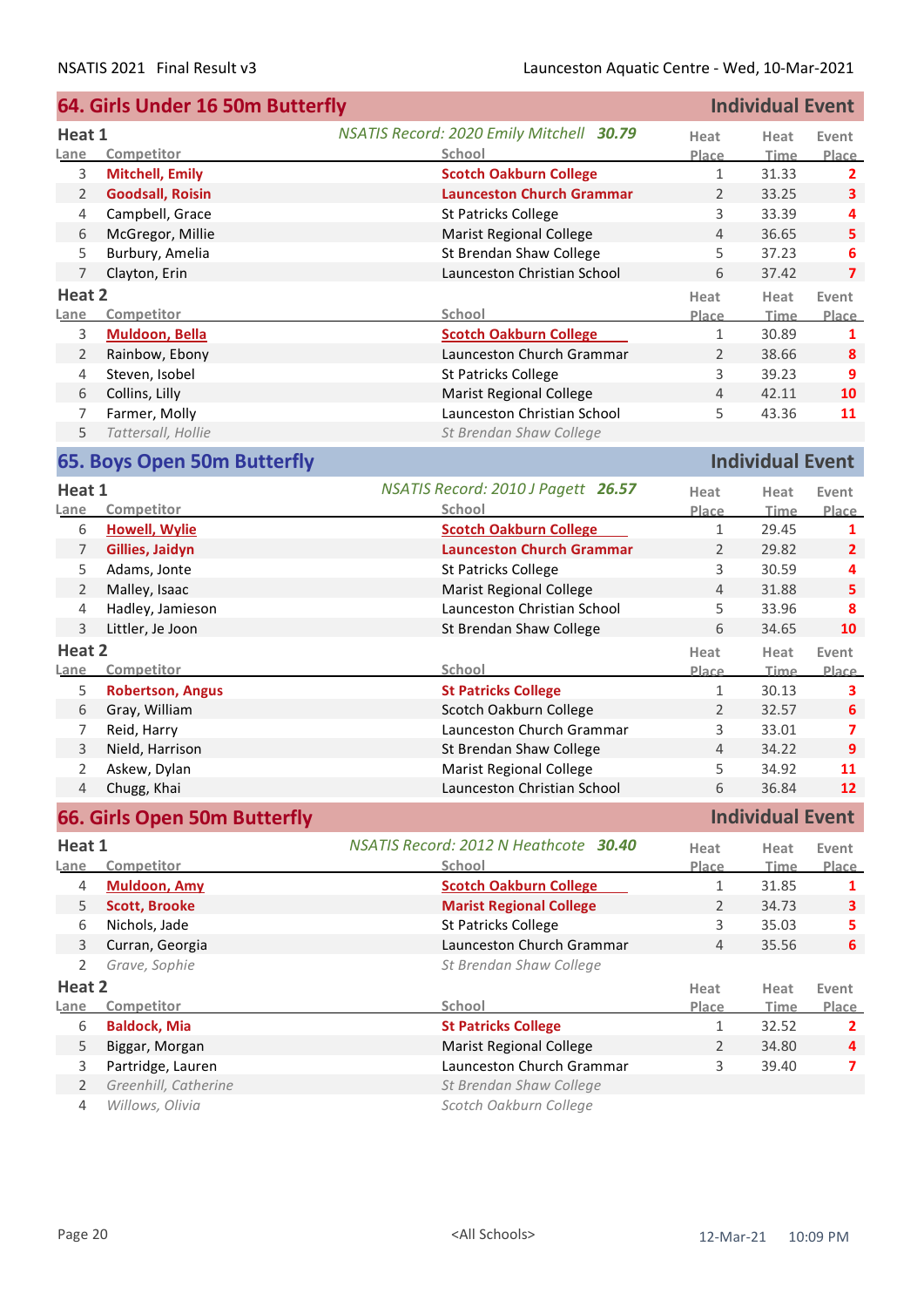## 64. Girls Under 16 50m Butterfly — Individual Event

### Heat 1

*NSATIS Record: 2020 Emily Mitchell* ***30.79***

| Lane | Competitor | School | Heat Place | Heat Time | Event Place |
|---|---|---|---|---|---|
| 3 | **Mitchell, Emily** | **Scotch Oakburn College** | 1 | 31.33 | **2** |
| 2 | **Goodsall, Roisin** | **Launceston Church Grammar** | 2 | 33.25 | **3** |
| 4 | Campbell, Grace | St Patricks College | 3 | 33.39 | **4** |
| 6 | McGregor, Millie | Marist Regional College | 4 | 36.65 | **5** |
| 5 | Burbury, Amelia | St Brendan Shaw College | 5 | 37.23 | **6** |
| 7 | Clayton, Erin | Launceston Christian School | 6 | 37.42 | **7** |

### Heat 2

| Lane | Competitor | School | Heat Place | Heat Time | Event Place |
|---|---|---|---|---|---|
| 3 | **Muldoon, Bella** | **Scotch Oakburn College** | 1 | 30.89 | **1** |
| 2 | Rainbow, Ebony | Launceston Church Grammar | 2 | 38.66 | **8** |
| 4 | Steven, Isobel | St Patricks College | 3 | 39.23 | **9** |
| 6 | Collins, Lilly | Marist Regional College | 4 | 42.11 | **10** |
| 7 | Farmer, Molly | Launceston Christian School | 5 | 43.36 | **11** |
| 5 | *Tattersall, Hollie* | *St Brendan Shaw College* | | | |

## 65. Boys Open 50m Butterfly — Individual Event

### Heat 1

*NSATIS Record: 2010 J Pagett* ***26.57***

| Lane | Competitor | School | Heat Place | Heat Time | Event Place |
|---|---|---|---|---|---|
| 6 | **Howell, Wylie** | **Scotch Oakburn College** | 1 | 29.45 | **1** |
| 7 | **Gillies, Jaidyn** | **Launceston Church Grammar** | 2 | 29.82 | **2** |
| 5 | Adams, Jonte | St Patricks College | 3 | 30.59 | **4** |
| 2 | Malley, Isaac | Marist Regional College | 4 | 31.88 | **5** |
| 4 | Hadley, Jamieson | Launceston Christian School | 5 | 33.96 | **8** |
| 3 | Littler, Je Joon | St Brendan Shaw College | 6 | 34.65 | **10** |

### Heat 2

| Lane | Competitor | School | Heat Place | Heat Time | Event Place |
|---|---|---|---|---|---|
| 5 | **Robertson, Angus** | **St Patricks College** | 1 | 30.13 | **3** |
| 6 | Gray, William | Scotch Oakburn College | 2 | 32.57 | **6** |
| 7 | Reid, Harry | Launceston Church Grammar | 3 | 33.01 | **7** |
| 3 | Nield, Harrison | St Brendan Shaw College | 4 | 34.22 | **9** |
| 2 | Askew, Dylan | Marist Regional College | 5 | 34.92 | **11** |
| 4 | Chugg, Khai | Launceston Christian School | 6 | 36.84 | **12** |

## 66. Girls Open 50m Butterfly — Individual Event

### Heat 1

*NSATIS Record: 2012 N Heathcote* ***30.40***

| Lane | Competitor | School | Heat Place | Heat Time | Event Place |
|---|---|---|---|---|---|
| 4 | **Muldoon, Amy** | **Scotch Oakburn College** | 1 | 31.85 | **1** |
| 5 | **Scott, Brooke** | **Marist Regional College** | 2 | 34.73 | **3** |
| 6 | Nichols, Jade | St Patricks College | 3 | 35.03 | **5** |
| 3 | Curran, Georgia | Launceston Church Grammar | 4 | 35.56 | **6** |
| 2 | *Grave, Sophie* | *St Brendan Shaw College* | | | |

### Heat 2

| Lane | Competitor | School | Heat Place | Heat Time | Event Place |
|---|---|---|---|---|---|
| 6 | **Baldock, Mia** | **St Patricks College** | 1 | 32.52 | **2** |
| 5 | Biggar, Morgan | Marist Regional College | 2 | 34.80 | **4** |
| 3 | Partridge, Lauren | Launceston Church Grammar | 3 | 39.40 | **7** |
| 2 | *Greenhill, Catherine* | *St Brendan Shaw College* | | | |
| 4 | *Willows, Olivia* | *Scotch Oakburn College* | | | |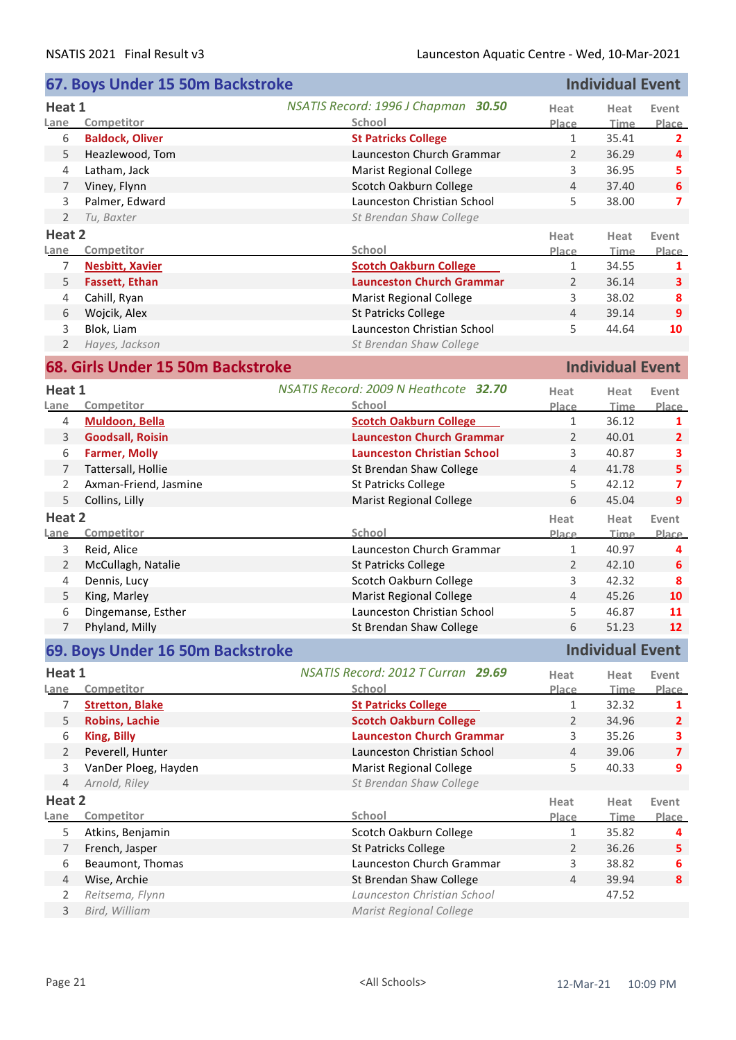## 67. Boys Under 15 50m Backstroke — Individual Event

### Heat 1

*NSATIS Record: 1996 J Chapman **30.50***

| Lane | Competitor | School | Heat Place | Heat Time | Event Place |
|---|---|---|---|---|---|
| 6 | **Baldock, Oliver** | **St Patricks College** | 1 | 35.41 | **2** |
| 5 | Heazlewood, Tom | Launceston Church Grammar | 2 | 36.29 | **4** |
| 4 | Latham, Jack | Marist Regional College | 3 | 36.95 | **5** |
| 7 | Viney, Flynn | Scotch Oakburn College | 4 | 37.40 | **6** |
| 3 | Palmer, Edward | Launceston Christian School | 5 | 38.00 | **7** |
| 2 | *Tu, Baxter* | *St Brendan Shaw College* | | | |

### Heat 2

| Lane | Competitor | School | Heat Place | Heat Time | Event Place |
|---|---|---|---|---|---|
| 7 | **Nesbitt, Xavier** | **Scotch Oakburn College** | 1 | 34.55 | **1** |
| 5 | **Fassett, Ethan** | **Launceston Church Grammar** | 2 | 36.14 | **3** |
| 4 | Cahill, Ryan | Marist Regional College | 3 | 38.02 | **8** |
| 6 | Wojcik, Alex | St Patricks College | 4 | 39.14 | **9** |
| 3 | Blok, Liam | Launceston Christian School | 5 | 44.64 | **10** |
| 2 | *Hayes, Jackson* | *St Brendan Shaw College* | | | |

## 68. Girls Under 15 50m Backstroke — Individual Event

### Heat 1

*NSATIS Record: 2009 N Heathcote **32.70***

| Lane | Competitor | School | Heat Place | Heat Time | Event Place |
|---|---|---|---|---|---|
| 4 | **Muldoon, Bella** | **Scotch Oakburn College** | 1 | 36.12 | **1** |
| 3 | **Goodsall, Roisin** | **Launceston Church Grammar** | 2 | 40.01 | **2** |
| 6 | **Farmer, Molly** | **Launceston Christian School** | 3 | 40.87 | **3** |
| 7 | Tattersall, Hollie | St Brendan Shaw College | 4 | 41.78 | **5** |
| 2 | Axman-Friend, Jasmine | St Patricks College | 5 | 42.12 | **7** |
| 5 | Collins, Lilly | Marist Regional College | 6 | 45.04 | **9** |

### Heat 2

| Lane | Competitor | School | Heat Place | Heat Time | Event Place |
|---|---|---|---|---|---|
| 3 | Reid, Alice | Launceston Church Grammar | 1 | 40.97 | **4** |
| 2 | McCullagh, Natalie | St Patricks College | 2 | 42.10 | **6** |
| 4 | Dennis, Lucy | Scotch Oakburn College | 3 | 42.32 | **8** |
| 5 | King, Marley | Marist Regional College | 4 | 45.26 | **10** |
| 6 | Dingemanse, Esther | Launceston Christian School | 5 | 46.87 | **11** |
| 7 | Phyland, Milly | St Brendan Shaw College | 6 | 51.23 | **12** |

## 69. Boys Under 16 50m Backstroke — Individual Event

### Heat 1

*NSATIS Record: 2012 T Curran **29.69***

| Lane | Competitor | School | Heat Place | Heat Time | Event Place |
|---|---|---|---|---|---|
| 7 | **Stretton, Blake** | **St Patricks College** | 1 | 32.32 | **1** |
| 5 | **Robins, Lachie** | **Scotch Oakburn College** | 2 | 34.96 | **2** |
| 6 | **King, Billy** | **Launceston Church Grammar** | 3 | 35.26 | **3** |
| 2 | Peverell, Hunter | Launceston Christian School | 4 | 39.06 | **7** |
| 3 | VanDer Ploeg, Hayden | Marist Regional College | 5 | 40.33 | **9** |
| 4 | *Arnold, Riley* | *St Brendan Shaw College* | | | |

### Heat 2

| Lane | Competitor | School | Heat Place | Heat Time | Event Place |
|---|---|---|---|---|---|
| 5 | Atkins, Benjamin | Scotch Oakburn College | 1 | 35.82 | **4** |
| 7 | French, Jasper | St Patricks College | 2 | 36.26 | **5** |
| 6 | Beaumont, Thomas | Launceston Church Grammar | 3 | 38.82 | **6** |
| 4 | Wise, Archie | St Brendan Shaw College | 4 | 39.94 | **8** |
| 2 | *Reitsema, Flynn* | *Launceston Christian School* | | 47.52 | |
| 3 | *Bird, William* | *Marist Regional College* | | | |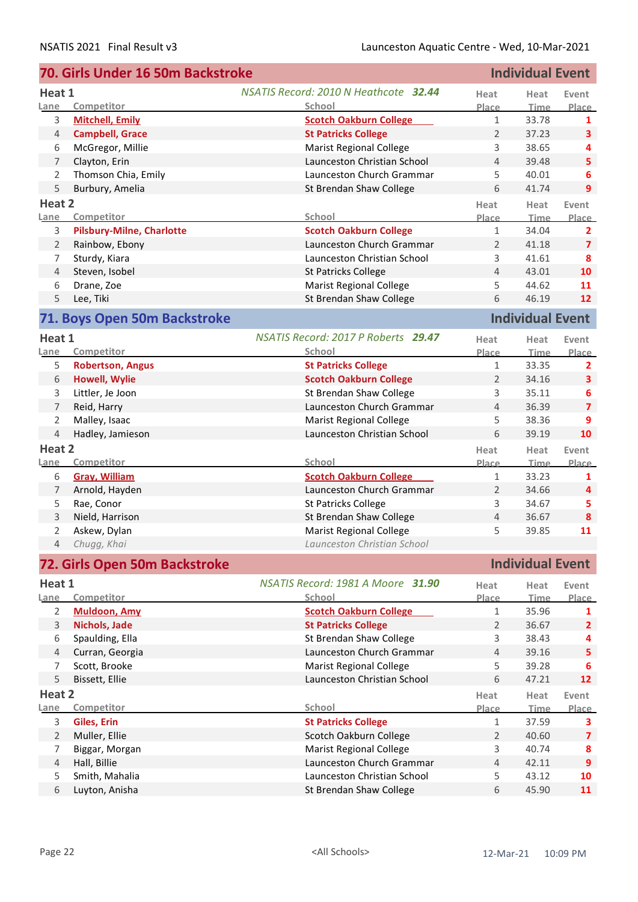## 70. Girls Under 16 50m Backstroke — Individual Event

### Heat 1

*NSATIS Record: 2010 N Heathcote* ***32.44***

| Lane | Competitor | School | Heat Place | Heat Time | Event Place |
|---|---|---|---|---|---|
| 3 | **Mitchell, Emily** | **Scotch Oakburn College** | 1 | 33.78 | 1 |
| 4 | **Campbell, Grace** | **St Patricks College** | 2 | 37.23 | 3 |
| 6 | McGregor, Millie | Marist Regional College | 3 | 38.65 | 4 |
| 7 | Clayton, Erin | Launceston Christian School | 4 | 39.48 | 5 |
| 2 | Thomson Chia, Emily | Launceston Church Grammar | 5 | 40.01 | 6 |
| 5 | Burbury, Amelia | St Brendan Shaw College | 6 | 41.74 | 9 |

### Heat 2

| Lane | Competitor | School | Heat Place | Heat Time | Event Place |
|---|---|---|---|---|---|
| 3 | **Pilsbury-Milne, Charlotte** | **Scotch Oakburn College** | 1 | 34.04 | 2 |
| 2 | Rainbow, Ebony | Launceston Church Grammar | 2 | 41.18 | 7 |
| 7 | Sturdy, Kiara | Launceston Christian School | 3 | 41.61 | 8 |
| 4 | Steven, Isobel | St Patricks College | 4 | 43.01 | 10 |
| 6 | Drane, Zoe | Marist Regional College | 5 | 44.62 | 11 |
| 5 | Lee, Tiki | St Brendan Shaw College | 6 | 46.19 | 12 |

## 71. Boys Open 50m Backstroke — Individual Event

### Heat 1

*NSATIS Record: 2017 P Roberts* ***29.47***

| Lane | Competitor | School | Heat Place | Heat Time | Event Place |
|---|---|---|---|---|---|
| 5 | **Robertson, Angus** | **St Patricks College** | 1 | 33.35 | 2 |
| 6 | **Howell, Wylie** | **Scotch Oakburn College** | 2 | 34.16 | 3 |
| 3 | Littler, Je Joon | St Brendan Shaw College | 3 | 35.11 | 6 |
| 7 | Reid, Harry | Launceston Church Grammar | 4 | 36.39 | 7 |
| 2 | Malley, Isaac | Marist Regional College | 5 | 38.36 | 9 |
| 4 | Hadley, Jamieson | Launceston Christian School | 6 | 39.19 | 10 |

### Heat 2

| Lane | Competitor | School | Heat Place | Heat Time | Event Place |
|---|---|---|---|---|---|
| 6 | **Gray, William** | **Scotch Oakburn College** | 1 | 33.23 | 1 |
| 7 | Arnold, Hayden | Launceston Church Grammar | 2 | 34.66 | 4 |
| 5 | Rae, Conor | St Patricks College | 3 | 34.67 | 5 |
| 3 | Nield, Harrison | St Brendan Shaw College | 4 | 36.67 | 8 |
| 2 | Askew, Dylan | Marist Regional College | 5 | 39.85 | 11 |
| 4 | *Chugg, Khai* | *Launceston Christian School* | | | |

## 72. Girls Open 50m Backstroke — Individual Event

### Heat 1

*NSATIS Record: 1981 A Moore* ***31.90***

| Lane | Competitor | School | Heat Place | Heat Time | Event Place |
|---|---|---|---|---|---|
| 2 | **Muldoon, Amy** | **Scotch Oakburn College** | 1 | 35.96 | 1 |
| 3 | **Nichols, Jade** | **St Patricks College** | 2 | 36.67 | 2 |
| 6 | Spaulding, Ella | St Brendan Shaw College | 3 | 38.43 | 4 |
| 4 | Curran, Georgia | Launceston Church Grammar | 4 | 39.16 | 5 |
| 7 | Scott, Brooke | Marist Regional College | 5 | 39.28 | 6 |
| 5 | Bissett, Ellie | Launceston Christian School | 6 | 47.21 | 12 |

### Heat 2

| Lane | Competitor | School | Heat Place | Heat Time | Event Place |
|---|---|---|---|---|---|
| 3 | **Giles, Erin** | **St Patricks College** | 1 | 37.59 | 3 |
| 2 | Muller, Ellie | Scotch Oakburn College | 2 | 40.60 | 7 |
| 7 | Biggar, Morgan | Marist Regional College | 3 | 40.74 | 8 |
| 4 | Hall, Billie | Launceston Church Grammar | 4 | 42.11 | 9 |
| 5 | Smith, Mahalia | Launceston Christian School | 5 | 43.12 | 10 |
| 6 | Luyton, Anisha | St Brendan Shaw College | 6 | 45.90 | 11 |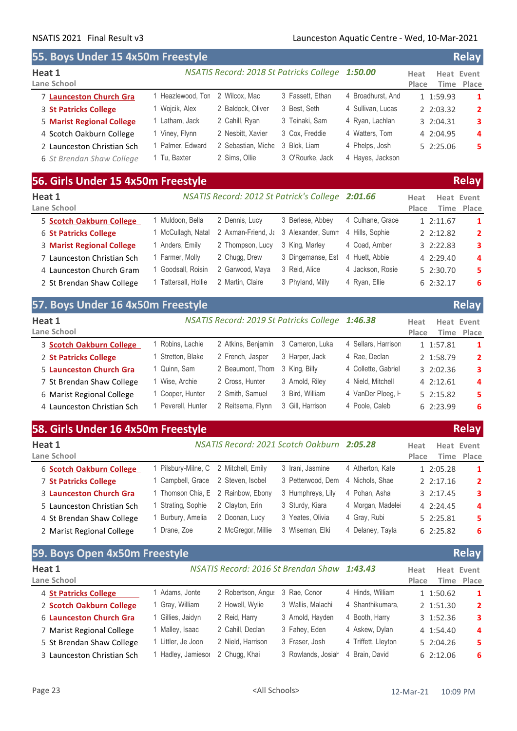## 55. Boys Under 15 4x50m Freestyle — Relay

**Heat 1** — *NSATIS Record: 2018 St Patricks College* **1:50.00**

| Lane | School | Swimmer 1 | Swimmer 2 | Swimmer 3 | Swimmer 4 | Heat Place | Heat Time | Event Place |
|---|---|---|---|---|---|---|---|---|
| 7 | **Launceston Church Gra** | 1 Heazlewood, Ton | 2 Wilcox, Mac | 3 Fassett, Ethan | 4 Broadhurst, And | 1 | 1:59.93 | 1 |
| 3 | **St Patricks College** | 1 Wojcik, Alex | 2 Baldock, Oliver | 3 Best, Seth | 4 Sullivan, Lucas | 2 | 2:03.32 | 2 |
| 5 | **Marist Regional College** | 1 Latham, Jack | 2 Cahill, Ryan | 3 Teinaki, Sam | 4 Ryan, Lachlan | 3 | 2:04.31 | 3 |
| 4 | Scotch Oakburn College | 1 Viney, Flynn | 2 Nesbitt, Xavier | 3 Cox, Freddie | 4 Watters, Tom | 4 | 2:04.95 | 4 |
| 2 | Launceston Christian Sch | 1 Palmer, Edward | 2 Sebastian, Miche | 3 Blok, Liam | 4 Phelps, Josh | 5 | 2:25.06 | 5 |
| 6 | *St Brendan Shaw College* | 1 Tu, Baxter | 2 Sims, Ollie | 3 O'Rourke, Jack | 4 Hayes, Jackson | | | |

## 56. Girls Under 15 4x50m Freestyle — Relay

**Heat 1** — *NSATIS Record: 2012 St Patrick's College* **2:01.66**

| Lane | School | Swimmer 1 | Swimmer 2 | Swimmer 3 | Swimmer 4 | Heat Place | Heat Time | Event Place |
|---|---|---|---|---|---|---|---|---|
| 5 | **Scotch Oakburn College** | 1 Muldoon, Bella | 2 Dennis, Lucy | 3 Berlese, Abbey | 4 Culhane, Grace | 1 | 2:11.67 | 1 |
| 6 | **St Patricks College** | 1 McCullagh, Natal | 2 Axman-Friend, Ja | 3 Alexander, Summ | 4 Hills, Sophie | 2 | 2:12.82 | 2 |
| 3 | **Marist Regional College** | 1 Anders, Emily | 2 Thompson, Lucy | 3 King, Marley | 4 Coad, Amber | 3 | 2:22.83 | 3 |
| 7 | Launceston Christian Sch | 1 Farmer, Molly | 2 Chugg, Drew | 3 Dingemanse, Est | 4 Huett, Abbie | 4 | 2:29.40 | 4 |
| 4 | Launceston Church Gram | 1 Goodsall, Roisin | 2 Garwood, Maya | 3 Reid, Alice | 4 Jackson, Rosie | 5 | 2:30.70 | 5 |
| 2 | St Brendan Shaw College | 1 Tattersall, Hollie | 2 Martin, Claire | 3 Phyland, Milly | 4 Ryan, Ellie | 6 | 2:32.17 | 6 |

## 57. Boys Under 16 4x50m Freestyle — Relay

**Heat 1** — *NSATIS Record: 2019 St Patricks College* **1:46.38**

| Lane | School | Swimmer 1 | Swimmer 2 | Swimmer 3 | Swimmer 4 | Heat Place | Heat Time | Event Place |
|---|---|---|---|---|---|---|---|---|
| 3 | **Scotch Oakburn College** | 1 Robins, Lachie | 2 Atkins, Benjamin | 3 Cameron, Luka | 4 Sellars, Harrison | 1 | 1:57.81 | 1 |
| 2 | **St Patricks College** | 1 Stretton, Blake | 2 French, Jasper | 3 Harper, Jack | 4 Rae, Declan | 2 | 1:58.79 | 2 |
| 5 | **Launceston Church Gra** | 1 Quinn, Sam | 2 Beaumont, Thom | 3 King, Billy | 4 Collette, Gabriel | 3 | 2:02.36 | 3 |
| 7 | St Brendan Shaw College | 1 Wise, Archie | 2 Cross, Hunter | 3 Arnold, Riley | 4 Nield, Mitchell | 4 | 2:12.61 | 4 |
| 6 | Marist Regional College | 1 Cooper, Hunter | 2 Smith, Samuel | 3 Bird, William | 4 VanDer Ploeg, H | 5 | 2:15.82 | 5 |
| 4 | Launceston Christian Sch | 1 Peverell, Hunter | 2 Reitsema, Flynn | 3 Gill, Harrison | 4 Poole, Caleb | 6 | 2:23.99 | 6 |

## 58. Girls Under 16 4x50m Freestyle — Relay

**Heat 1** — *NSATIS Record: 2021 Scotch Oakburn* **2:05.28**

| Lane | School | Swimmer 1 | Swimmer 2 | Swimmer 3 | Swimmer 4 | Heat Place | Heat Time | Event Place |
|---|---|---|---|---|---|---|---|---|
| 6 | **Scotch Oakburn College** | 1 Pilsbury-Milne, C | 2 Mitchell, Emily | 3 Irani, Jasmine | 4 Atherton, Kate | 1 | 2:05.28 | 1 |
| 7 | **St Patricks College** | 1 Campbell, Grace | 2 Steven, Isobel | 3 Petterwood, Dem | 4 Nichols, Shae | 2 | 2:17.16 | 2 |
| 3 | **Launceston Church Gra** | 1 Thomson Chia, E | 2 Rainbow, Ebony | 3 Humphreys, Lily | 4 Pohan, Asha | 3 | 2:17.45 | 3 |
| 5 | Launceston Christian Sch | 1 Strating, Sophie | 2 Clayton, Erin | 3 Sturdy, Kiara | 4 Morgan, Madelei | 4 | 2:24.45 | 4 |
| 4 | St Brendan Shaw College | 1 Burbury, Amelia | 2 Doonan, Lucy | 3 Yeates, Olivia | 4 Gray, Rubi | 5 | 2:25.81 | 5 |
| 2 | Marist Regional College | 1 Drane, Zoe | 2 McGregor, Millie | 3 Wiseman, Elki | 4 Delaney, Tayla | 6 | 2:25.82 | 6 |

## 59. Boys Open 4x50m Freestyle — Relay

**Heat 1** — *NSATIS Record: 2016 St Brendan Shaw* **1:43.43**

| Lane | School | Swimmer 1 | Swimmer 2 | Swimmer 3 | Swimmer 4 | Heat Place | Heat Time | Event Place |
|---|---|---|---|---|---|---|---|---|
| 4 | **St Patricks College** | 1 Adams, Jonte | 2 Robertson, Angus | 3 Rae, Conor | 4 Hinds, William | 1 | 1:50.62 | 1 |
| 2 | **Scotch Oakburn College** | 1 Gray, William | 2 Howell, Wylie | 3 Wallis, Malachi | 4 Shanthikumara, | 2 | 1:51.30 | 2 |
| 6 | **Launceston Church Gra** | 1 Gillies, Jaidyn | 2 Reid, Harry | 3 Arnold, Hayden | 4 Booth, Harry | 3 | 1:52.36 | 3 |
| 7 | Marist Regional College | 1 Malley, Isaac | 2 Cahill, Declan | 3 Fahey, Eden | 4 Askew, Dylan | 4 | 1:54.40 | 4 |
| 5 | St Brendan Shaw College | 1 Littler, Je Joon | 2 Nield, Harrison | 3 Fraser, Josh | 4 Triffett, Lleyton | 5 | 2:04.26 | 5 |
| 3 | Launceston Christian Sch | 1 Hadley, Jamiesor | 2 Chugg, Khai | 3 Rowlands, Josiah | 4 Brain, David | 6 | 2:12.06 | 6 |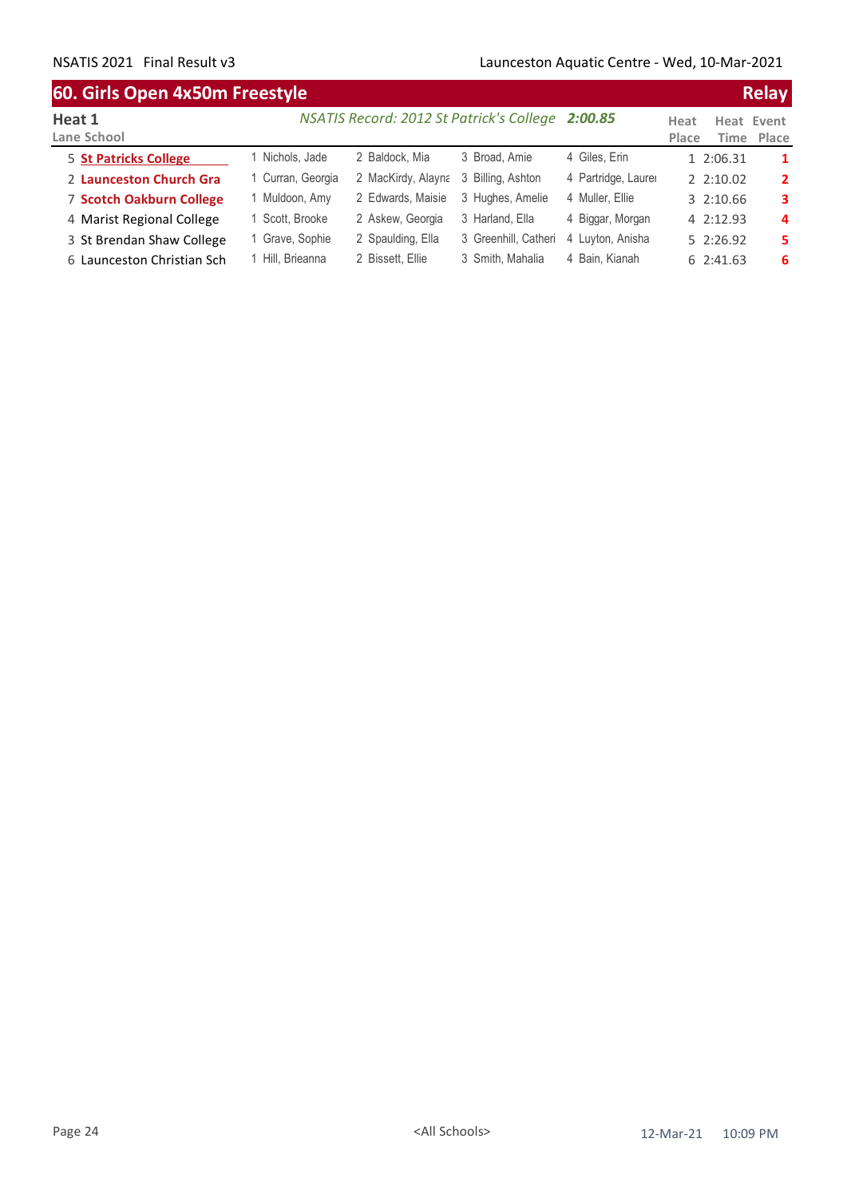## 60. Girls Open 4x50m Freestyle — Relay

**Heat 1**

*NSATIS Record: 2012 St Patrick's College* ***2:00.85***

| Lane | School | | | | | Heat Place | Heat Time | Event Place |
|---|---|---|---|---|---|---|---|---|
| 5 | **St Patricks College** | 1 Nichols, Jade | 2 Baldock, Mia | 3 Broad, Amie | 4 Giles, Erin | 1 | 2:06.31 | **1** |
| 2 | **Launceston Church Gra** | 1 Curran, Georgia | 2 MacKirdy, Alayna | 3 Billing, Ashton | 4 Partridge, Laurei | 2 | 2:10.02 | **2** |
| 7 | **Scotch Oakburn College** | 1 Muldoon, Amy | 2 Edwards, Maisie | 3 Hughes, Amelie | 4 Muller, Ellie | 3 | 2:10.66 | **3** |
| 4 | Marist Regional College | 1 Scott, Brooke | 2 Askew, Georgia | 3 Harland, Ella | 4 Biggar, Morgan | 4 | 2:12.93 | **4** |
| 3 | St Brendan Shaw College | 1 Grave, Sophie | 2 Spaulding, Ella | 3 Greenhill, Catheri | 4 Luyton, Anisha | 5 | 2:26.92 | **5** |
| 6 | Launceston Christian Sch | 1 Hill, Brieanna | 2 Bissett, Ellie | 3 Smith, Mahalia | 4 Bain, Kianah | 6 | 2:41.63 | **6** |